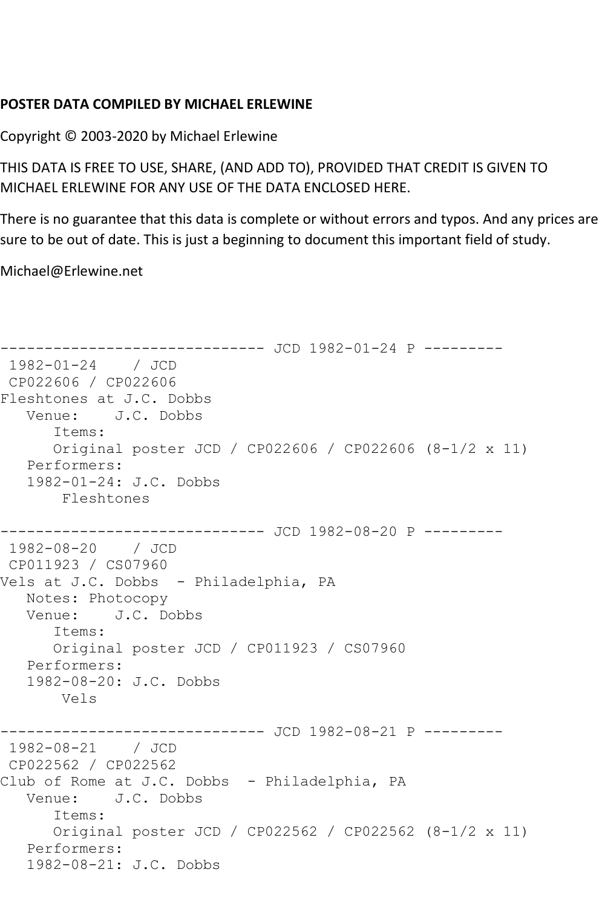**POSTER DATA COMPILED BY MICHAEL ERLEWINE**

Copyright © 2003-2020 by Michael Erlewine

THIS DATA IS FREE TO USE, SHARE, (AND ADD TO), PROVIDED THAT CREDIT IS GIVEN TO MICHAEL ERLEWINE FOR ANY USE OF THE DATA ENCLOSED HERE.

There is no guarantee that this data is complete or without errors and typos. And any prices are sure to be out of date. This is just a beginning to document this important field of study.

Michael@Erlewine.net

```
------------------------------ JCD 1982-01-24 P ---------
 1982-01-24    / JCD
 CP022606 / CP022606
Fleshtones at J.C. Dobbs
   Venue:    J.C. Dobbs
      Items:
      Original poster JCD / CP022606 / CP022606 (8-1/2 x 11)
   Performers:
   1982-01-24: J.C. Dobbs
       Fleshtones

------------------------------ JCD 1982-08-20 P ---------
 1982-08-20    / JCD
 CP011923 / CS07960
Vels at J.C. Dobbs  - Philadelphia, PA
   Notes: Photocopy
   Venue:    J.C. Dobbs
      Items:
      Original poster JCD / CP011923 / CS07960
   Performers:
   1982-08-20: J.C. Dobbs
       Vels

------------------------------ JCD 1982-08-21 P ---------
 1982-08-21    / JCD
 CP022562 / CP022562
Club of Rome at J.C. Dobbs  - Philadelphia, PA
   Venue:    J.C. Dobbs
      Items:
      Original poster JCD / CP022562 / CP022562 (8-1/2 x 11)
   Performers:
   1982-08-21: J.C. Dobbs
```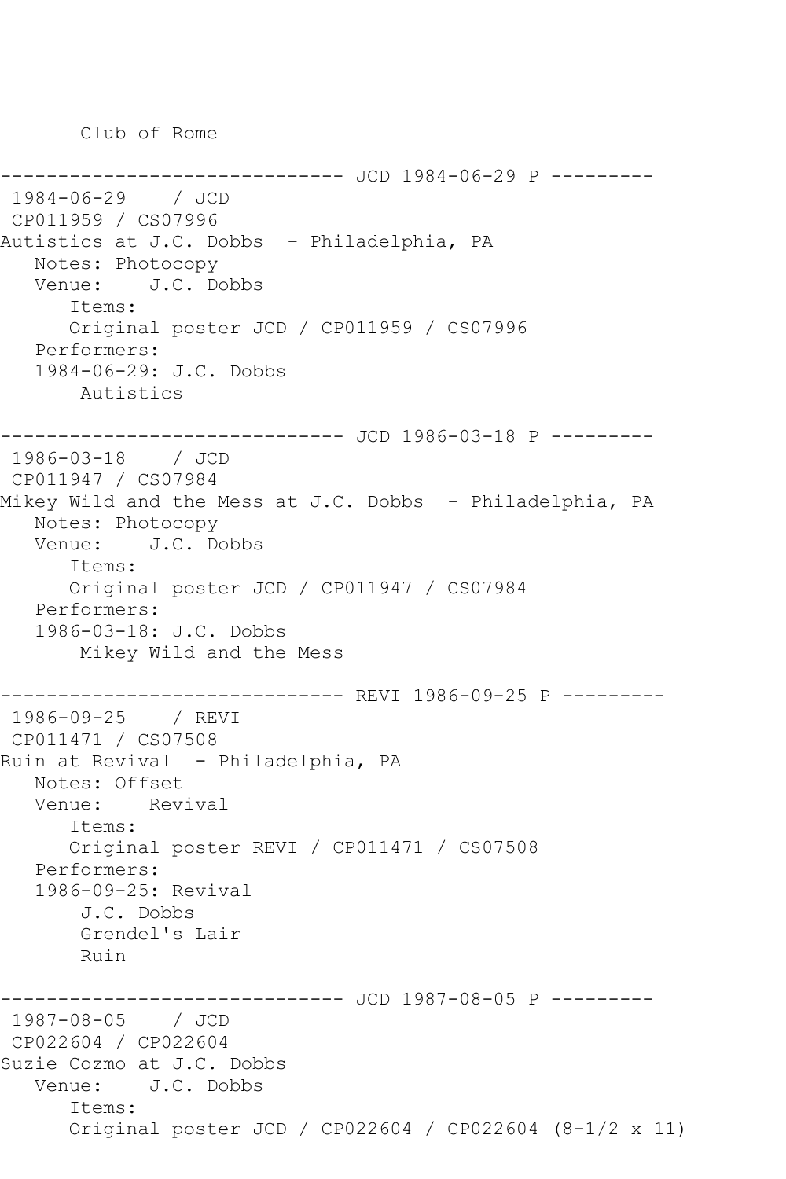Club of Rome

------------------------------ JCD 1984-06-29 P ---------
1984-06-29    / JCD
CP011959 / CS07996
Autistics at J.C. Dobbs  - Philadelphia, PA
   Notes: Photocopy
   Venue:    J.C. Dobbs
      Items:
      Original poster JCD / CP011959 / CS07996
   Performers:
   1984-06-29: J.C. Dobbs
       Autistics

------------------------------ JCD 1986-03-18 P ---------
1986-03-18    / JCD
CP011947 / CS07984
Mikey Wild and the Mess at J.C. Dobbs  - Philadelphia, PA
   Notes: Photocopy
   Venue:    J.C. Dobbs
      Items:
      Original poster JCD / CP011947 / CS07984
   Performers:
   1986-03-18: J.C. Dobbs
       Mikey Wild and the Mess

------------------------------ REVI 1986-09-25 P ---------
1986-09-25    / REVI
CP011471 / CS07508
Ruin at Revival  - Philadelphia, PA
   Notes: Offset
   Venue:    Revival
      Items:
      Original poster REVI / CP011471 / CS07508
   Performers:
   1986-09-25: Revival
       J.C. Dobbs
       Grendel's Lair
       Ruin

------------------------------ JCD 1987-08-05 P ---------
1987-08-05    / JCD
CP022604 / CP022604
Suzie Cozmo at J.C. Dobbs
   Venue:    J.C. Dobbs
      Items:
      Original poster JCD / CP022604 / CP022604 (8-1/2 x 11)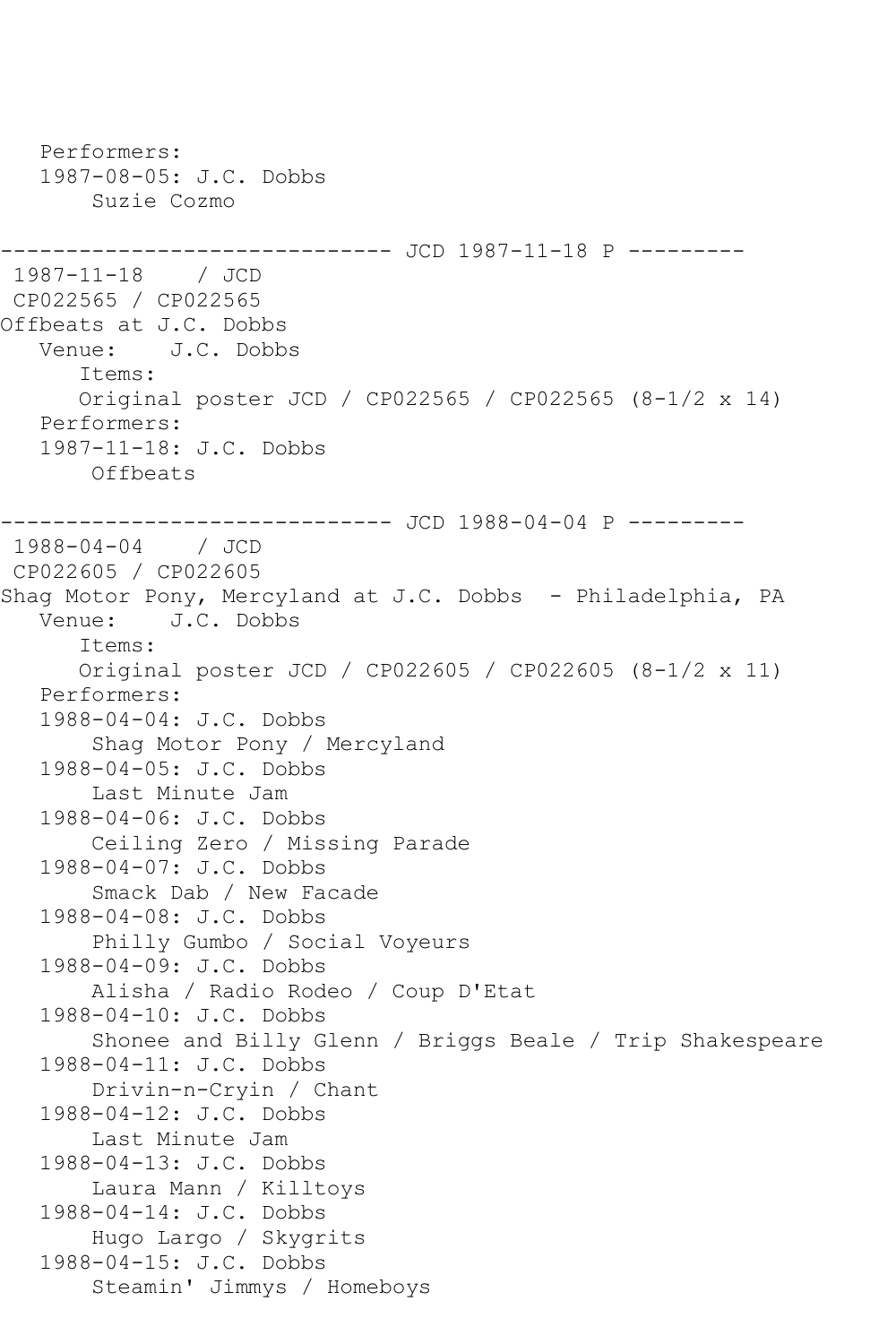```
   Performers:
   1987-08-05: J.C. Dobbs
       Suzie Cozmo

------------------------------ JCD 1987-11-18 P ---------
 1987-11-18    / JCD
 CP022565 / CP022565
Offbeats at J.C. Dobbs
   Venue:    J.C. Dobbs
      Items:
      Original poster JCD / CP022565 / CP022565 (8-1/2 x 14)
   Performers:
   1987-11-18: J.C. Dobbs
       Offbeats

------------------------------ JCD 1988-04-04 P ---------
 1988-04-04    / JCD
 CP022605 / CP022605
Shag Motor Pony, Mercyland at J.C. Dobbs  - Philadelphia, PA
   Venue:    J.C. Dobbs
      Items:
      Original poster JCD / CP022605 / CP022605 (8-1/2 x 11)
   Performers:
   1988-04-04: J.C. Dobbs
       Shag Motor Pony / Mercyland
   1988-04-05: J.C. Dobbs
       Last Minute Jam
   1988-04-06: J.C. Dobbs
       Ceiling Zero / Missing Parade
   1988-04-07: J.C. Dobbs
       Smack Dab / New Facade
   1988-04-08: J.C. Dobbs
       Philly Gumbo / Social Voyeurs
   1988-04-09: J.C. Dobbs
       Alisha / Radio Rodeo / Coup D'Etat
   1988-04-10: J.C. Dobbs
       Shonee and Billy Glenn / Briggs Beale / Trip Shakespeare
   1988-04-11: J.C. Dobbs
       Drivin-n-Cryin / Chant
   1988-04-12: J.C. Dobbs
       Last Minute Jam
   1988-04-13: J.C. Dobbs
       Laura Mann / Killtoys
   1988-04-14: J.C. Dobbs
       Hugo Largo / Skygrits
   1988-04-15: J.C. Dobbs
       Steamin' Jimmys / Homeboys
```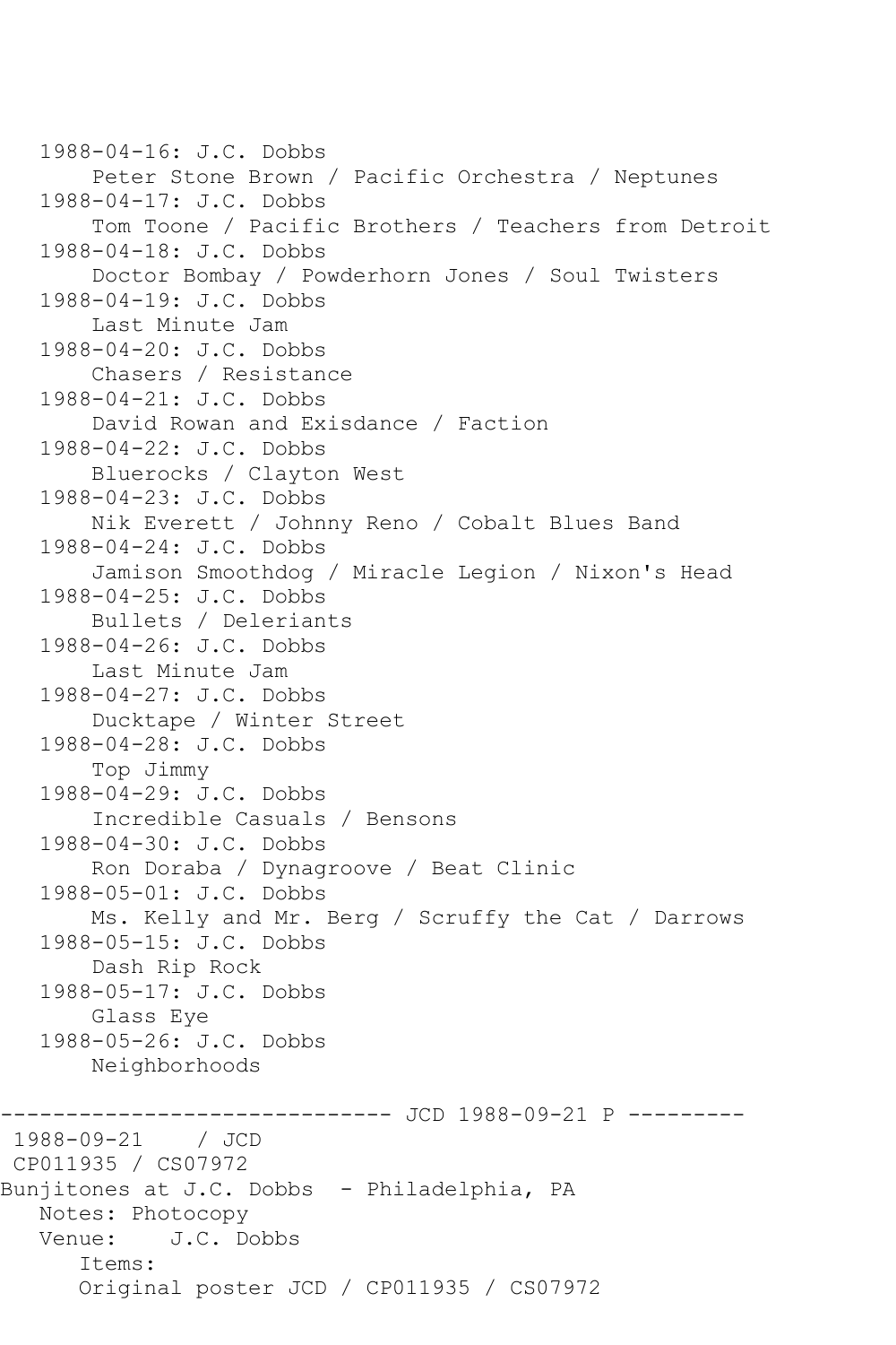```
   1988-04-16: J.C. Dobbs
       Peter Stone Brown / Pacific Orchestra / Neptunes
   1988-04-17: J.C. Dobbs
       Tom Toone / Pacific Brothers / Teachers from Detroit
   1988-04-18: J.C. Dobbs
       Doctor Bombay / Powderhorn Jones / Soul Twisters
   1988-04-19: J.C. Dobbs
       Last Minute Jam
   1988-04-20: J.C. Dobbs
       Chasers / Resistance
   1988-04-21: J.C. Dobbs
       David Rowan and Exisdance / Faction
   1988-04-22: J.C. Dobbs
       Bluerocks / Clayton West
   1988-04-23: J.C. Dobbs
       Nik Everett / Johnny Reno / Cobalt Blues Band
   1988-04-24: J.C. Dobbs
       Jamison Smoothdog / Miracle Legion / Nixon's Head
   1988-04-25: J.C. Dobbs
       Bullets / Deleriants
   1988-04-26: J.C. Dobbs
       Last Minute Jam
   1988-04-27: J.C. Dobbs
       Ducktape / Winter Street
   1988-04-28: J.C. Dobbs
       Top Jimmy
   1988-04-29: J.C. Dobbs
       Incredible Casuals / Bensons
   1988-04-30: J.C. Dobbs
       Ron Doraba / Dynagroove / Beat Clinic
   1988-05-01: J.C. Dobbs
       Ms. Kelly and Mr. Berg / Scruffy the Cat / Darrows
   1988-05-15: J.C. Dobbs
       Dash Rip Rock
   1988-05-17: J.C. Dobbs
       Glass Eye
   1988-05-26: J.C. Dobbs
       Neighborhoods

------------------------------ JCD 1988-09-21 P ---------
 1988-09-21    / JCD
 CP011935 / CS07972
Bunjitones at J.C. Dobbs  - Philadelphia, PA
   Notes: Photocopy
   Venue:    J.C. Dobbs
      Items:
      Original poster JCD / CP011935 / CS07972
```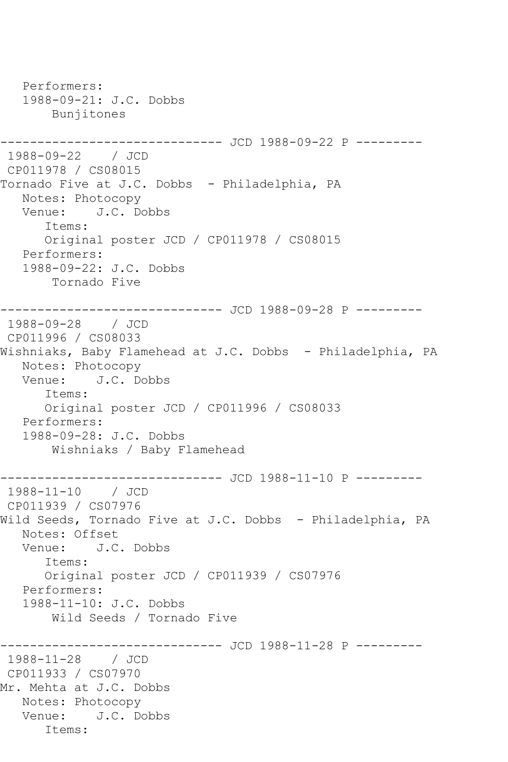```
   Performers:
   1988-09-21: J.C. Dobbs
       Bunjitones

------------------------------ JCD 1988-09-22 P ---------
 1988-09-22    / JCD
 CP011978 / CS08015
Tornado Five at J.C. Dobbs  - Philadelphia, PA
   Notes: Photocopy
   Venue:    J.C. Dobbs
      Items:
      Original poster JCD / CP011978 / CS08015
   Performers:
   1988-09-22: J.C. Dobbs
       Tornado Five

------------------------------ JCD 1988-09-28 P ---------
 1988-09-28    / JCD
 CP011996 / CS08033
Wishniaks, Baby Flamehead at J.C. Dobbs  - Philadelphia, PA
   Notes: Photocopy
   Venue:    J.C. Dobbs
      Items:
      Original poster JCD / CP011996 / CS08033
   Performers:
   1988-09-28: J.C. Dobbs
       Wishniaks / Baby Flamehead

------------------------------ JCD 1988-11-10 P ---------
 1988-11-10    / JCD
 CP011939 / CS07976
Wild Seeds, Tornado Five at J.C. Dobbs  - Philadelphia, PA
   Notes: Offset
   Venue:    J.C. Dobbs
      Items:
      Original poster JCD / CP011939 / CS07976
   Performers:
   1988-11-10: J.C. Dobbs
       Wild Seeds / Tornado Five

------------------------------ JCD 1988-11-28 P ---------
 1988-11-28    / JCD
 CP011933 / CS07970
Mr. Mehta at J.C. Dobbs
   Notes: Photocopy
   Venue:    J.C. Dobbs
      Items:
```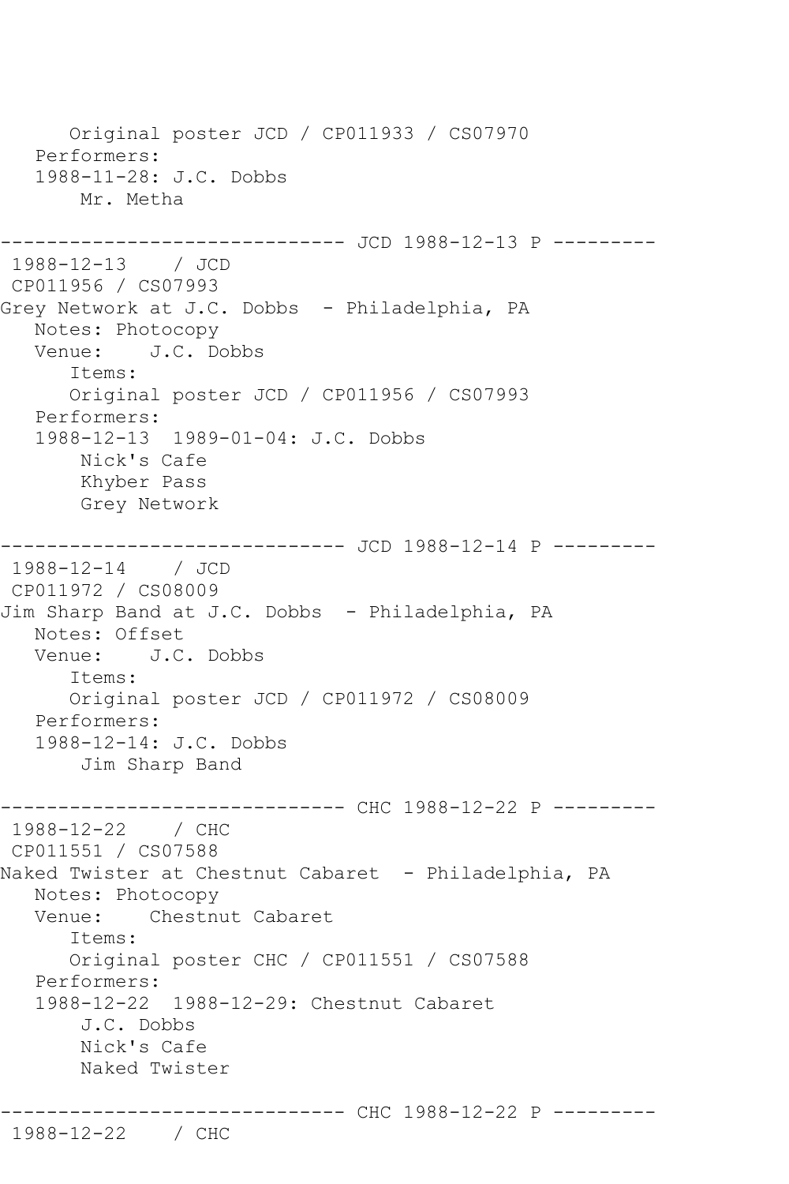```
      Original poster JCD / CP011933 / CS07970
   Performers:
   1988-11-28: J.C. Dobbs
       Mr. Metha

------------------------------ JCD 1988-12-13 P ---------
 1988-12-13    / JCD
 CP011956 / CS07993
Grey Network at J.C. Dobbs  - Philadelphia, PA
   Notes: Photocopy
   Venue:    J.C. Dobbs
      Items:
      Original poster JCD / CP011956 / CS07993
   Performers:
   1988-12-13  1989-01-04: J.C. Dobbs
       Nick's Cafe
       Khyber Pass
       Grey Network

------------------------------ JCD 1988-12-14 P ---------
 1988-12-14    / JCD
 CP011972 / CS08009
Jim Sharp Band at J.C. Dobbs  - Philadelphia, PA
   Notes: Offset
   Venue:    J.C. Dobbs
      Items:
      Original poster JCD / CP011972 / CS08009
   Performers:
   1988-12-14: J.C. Dobbs
       Jim Sharp Band

------------------------------ CHC 1988-12-22 P ---------
 1988-12-22    / CHC
 CP011551 / CS07588
Naked Twister at Chestnut Cabaret  - Philadelphia, PA
   Notes: Photocopy
   Venue:    Chestnut Cabaret
      Items:
      Original poster CHC / CP011551 / CS07588
   Performers:
   1988-12-22  1988-12-29: Chestnut Cabaret
       J.C. Dobbs
       Nick's Cafe
       Naked Twister

------------------------------ CHC 1988-12-22 P ---------
 1988-12-22    / CHC
```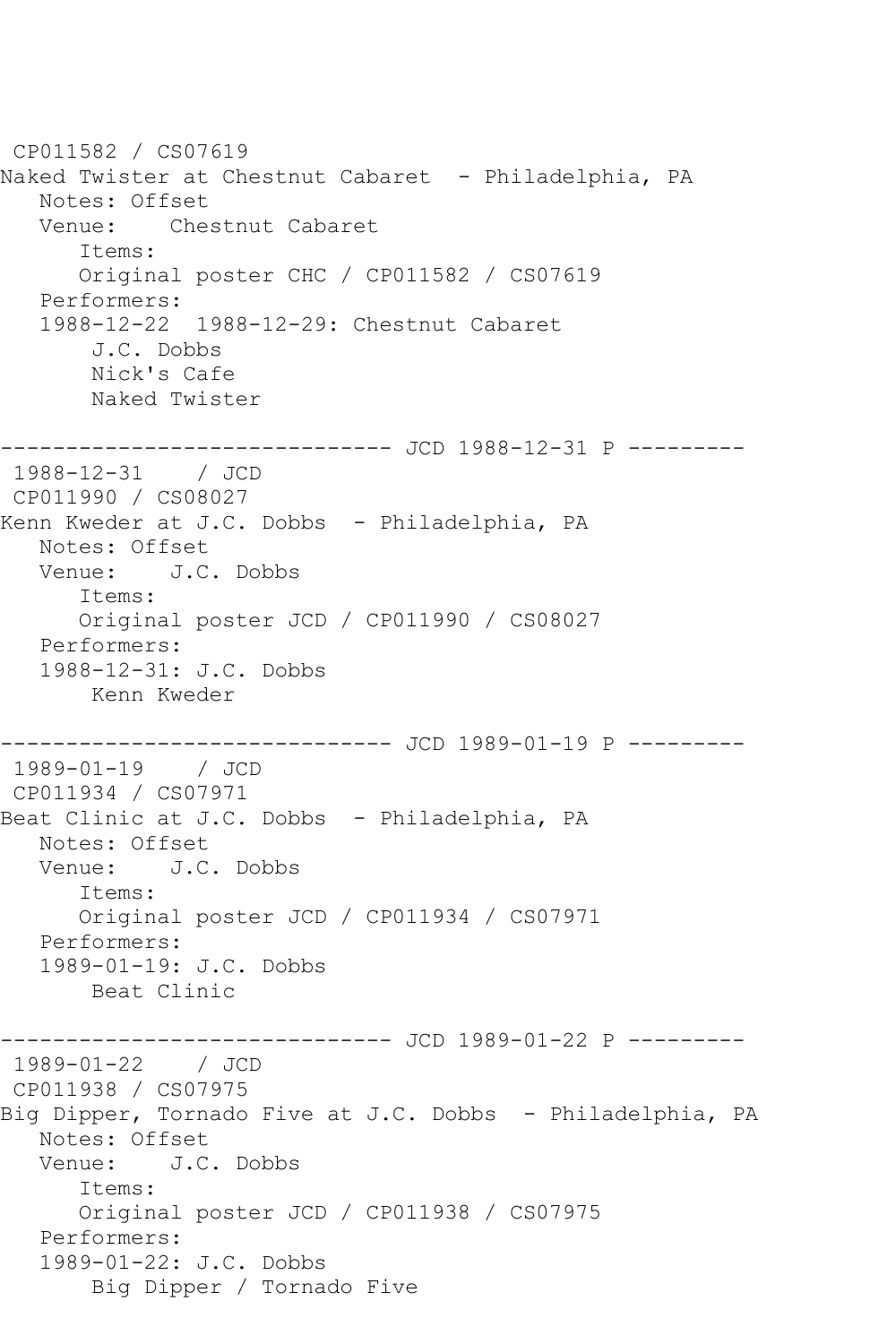CP011582 / CS07619
Naked Twister at Chestnut Cabaret - Philadelphia, PA
   Notes: Offset
   Venue: Chestnut Cabaret
      Items:
      Original poster CHC / CP011582 / CS07619
   Performers:
   1988-12-22 1988-12-29: Chestnut Cabaret
       J.C. Dobbs
       Nick's Cafe
       Naked Twister

------------------------------ JCD 1988-12-31 P ---------
1988-12-31 / JCD
CP011990 / CS08027
Kenn Kweder at J.C. Dobbs - Philadelphia, PA
   Notes: Offset
   Venue: J.C. Dobbs
      Items:
      Original poster JCD / CP011990 / CS08027
   Performers:
   1988-12-31: J.C. Dobbs
       Kenn Kweder

------------------------------ JCD 1989-01-19 P ---------
1989-01-19 / JCD
CP011934 / CS07971
Beat Clinic at J.C. Dobbs - Philadelphia, PA
   Notes: Offset
   Venue: J.C. Dobbs
      Items:
      Original poster JCD / CP011934 / CS07971
   Performers:
   1989-01-19: J.C. Dobbs
       Beat Clinic

------------------------------ JCD 1989-01-22 P ---------
1989-01-22 / JCD
CP011938 / CS07975
Big Dipper, Tornado Five at J.C. Dobbs - Philadelphia, PA
   Notes: Offset
   Venue: J.C. Dobbs
      Items:
      Original poster JCD / CP011938 / CS07975
   Performers:
   1989-01-22: J.C. Dobbs
       Big Dipper / Tornado Five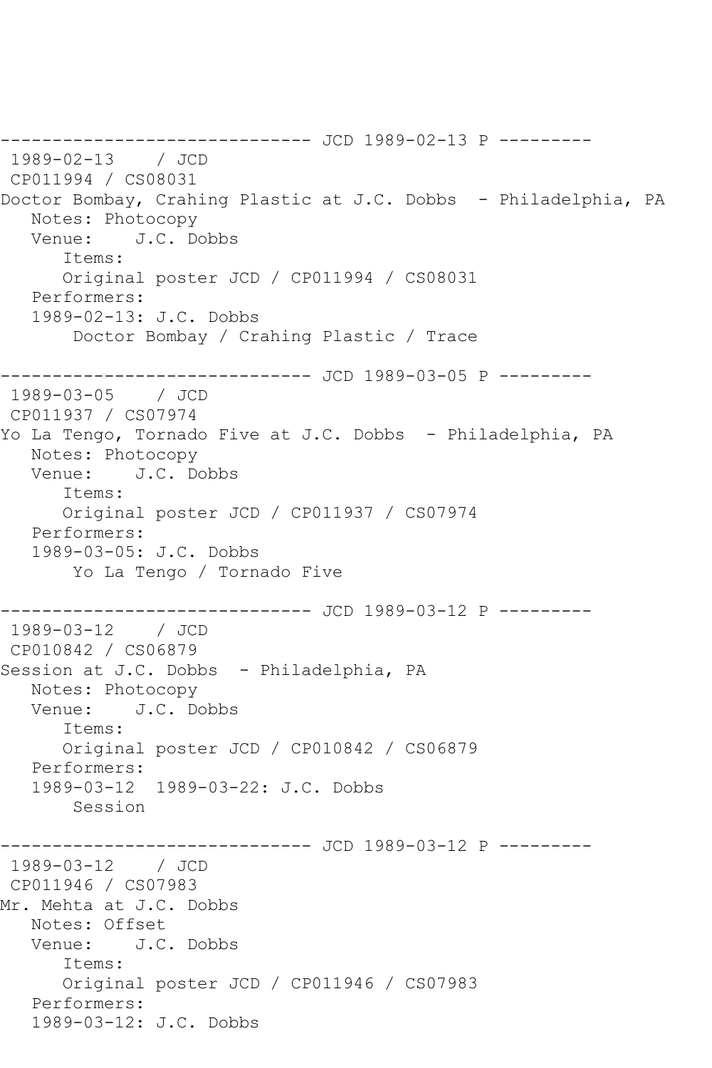------------------------------ JCD 1989-02-13 P ---------
1989-02-13 / JCD
CP011994 / CS08031
Doctor Bombay, Crahing Plastic at J.C. Dobbs - Philadelphia, PA
Notes: Photocopy
Venue: J.C. Dobbs
Items:
Original poster JCD / CP011994 / CS08031
Performers:
1989-02-13: J.C. Dobbs
Doctor Bombay / Crahing Plastic / Trace

------------------------------ JCD 1989-03-05 P ---------
1989-03-05 / JCD
CP011937 / CS07974
Yo La Tengo, Tornado Five at J.C. Dobbs - Philadelphia, PA
Notes: Photocopy
Venue: J.C. Dobbs
Items:
Original poster JCD / CP011937 / CS07974
Performers:
1989-03-05: J.C. Dobbs
Yo La Tengo / Tornado Five

------------------------------ JCD 1989-03-12 P ---------
1989-03-12 / JCD
CP010842 / CS06879
Session at J.C. Dobbs - Philadelphia, PA
Notes: Photocopy
Venue: J.C. Dobbs
Items:
Original poster JCD / CP010842 / CS06879
Performers:
1989-03-12 1989-03-22: J.C. Dobbs
Session

------------------------------ JCD 1989-03-12 P ---------
1989-03-12 / JCD
CP011946 / CS07983
Mr. Mehta at J.C. Dobbs
Notes: Offset
Venue: J.C. Dobbs
Items:
Original poster JCD / CP011946 / CS07983
Performers:
1989-03-12: J.C. Dobbs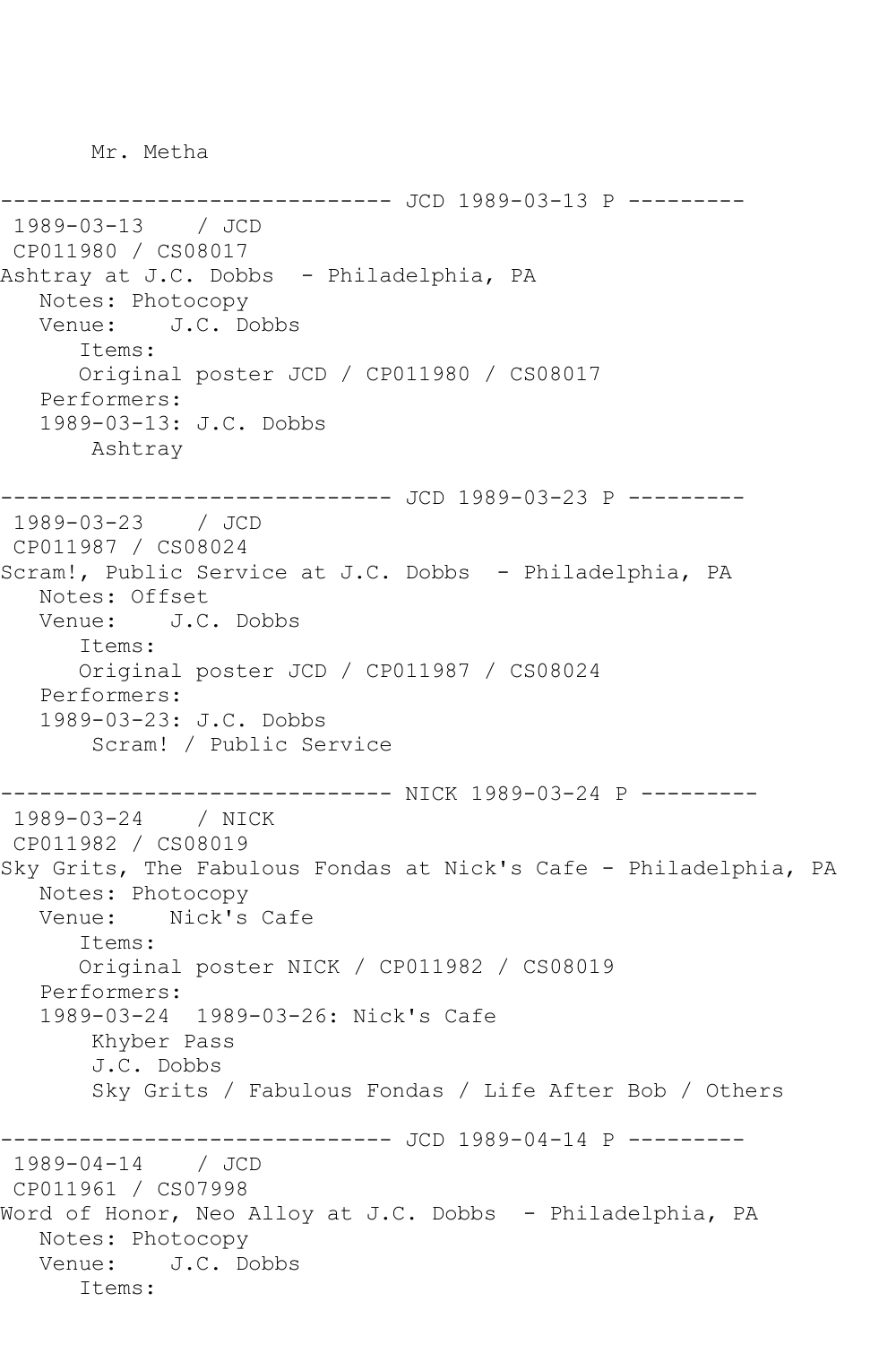Mr. Metha

------------------------------ JCD 1989-03-13 P ---------
1989-03-13    / JCD
CP011980 / CS08017
Ashtray at J.C. Dobbs  - Philadelphia, PA
   Notes: Photocopy
   Venue:    J.C. Dobbs
      Items:
      Original poster JCD / CP011980 / CS08017
   Performers:
   1989-03-13: J.C. Dobbs
       Ashtray

------------------------------ JCD 1989-03-23 P ---------
1989-03-23    / JCD
CP011987 / CS08024
Scram!, Public Service at J.C. Dobbs  - Philadelphia, PA
   Notes: Offset
   Venue:    J.C. Dobbs
      Items:
      Original poster JCD / CP011987 / CS08024
   Performers:
   1989-03-23: J.C. Dobbs
       Scram! / Public Service

------------------------------ NICK 1989-03-24 P ---------
1989-03-24    / NICK
CP011982 / CS08019
Sky Grits, The Fabulous Fondas at Nick's Cafe - Philadelphia, PA
   Notes: Photocopy
   Venue:    Nick's Cafe
      Items:
      Original poster NICK / CP011982 / CS08019
   Performers:
   1989-03-24  1989-03-26: Nick's Cafe
       Khyber Pass
       J.C. Dobbs
       Sky Grits / Fabulous Fondas / Life After Bob / Others

------------------------------ JCD 1989-04-14 P ---------
1989-04-14    / JCD
CP011961 / CS07998
Word of Honor, Neo Alloy at J.C. Dobbs  - Philadelphia, PA
   Notes: Photocopy
   Venue:    J.C. Dobbs
      Items: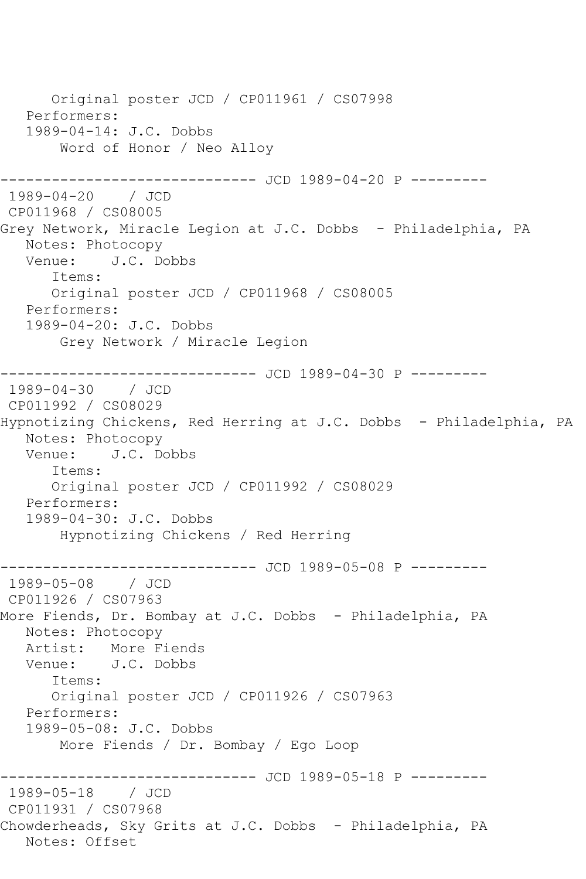Original poster JCD / CP011961 / CS07998
Performers:
1989-04-14: J.C. Dobbs
Word of Honor / Neo Alloy

------------------------------ JCD 1989-04-20 P ---------
1989-04-20 / JCD
CP011968 / CS08005
Grey Network, Miracle Legion at J.C. Dobbs - Philadelphia, PA
Notes: Photocopy
Venue: J.C. Dobbs
Items:
Original poster JCD / CP011968 / CS08005
Performers:
1989-04-20: J.C. Dobbs
Grey Network / Miracle Legion

------------------------------ JCD 1989-04-30 P ---------
1989-04-30 / JCD
CP011992 / CS08029
Hypnotizing Chickens, Red Herring at J.C. Dobbs - Philadelphia, PA
Notes: Photocopy
Venue: J.C. Dobbs
Items:
Original poster JCD / CP011992 / CS08029
Performers:
1989-04-30: J.C. Dobbs
Hypnotizing Chickens / Red Herring

------------------------------ JCD 1989-05-08 P ---------
1989-05-08 / JCD
CP011926 / CS07963
More Fiends, Dr. Bombay at J.C. Dobbs - Philadelphia, PA
Notes: Photocopy
Artist: More Fiends
Venue: J.C. Dobbs
Items:
Original poster JCD / CP011926 / CS07963
Performers:
1989-05-08: J.C. Dobbs
More Fiends / Dr. Bombay / Ego Loop

------------------------------ JCD 1989-05-18 P ---------
1989-05-18 / JCD
CP011931 / CS07968
Chowderheads, Sky Grits at J.C. Dobbs - Philadelphia, PA
Notes: Offset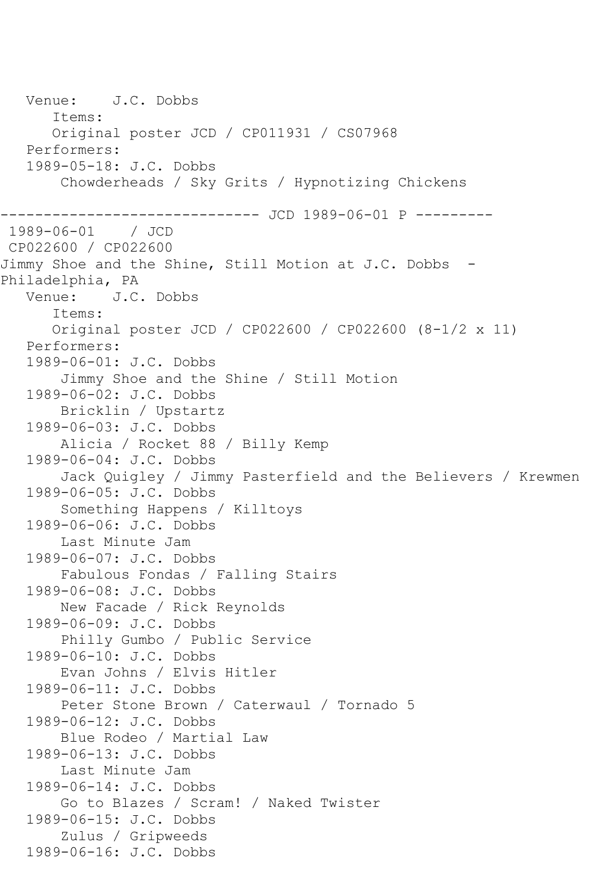Venue: J.C. Dobbs
Items:
Original poster JCD / CP011931 / CS07968
Performers:
1989-05-18: J.C. Dobbs
Chowderheads / Sky Grits / Hypnotizing Chickens

------------------------------ JCD 1989-06-01 P ---------
1989-06-01 / JCD
CP022600 / CP022600
Jimmy Shoe and the Shine, Still Motion at J.C. Dobbs - Philadelphia, PA
Venue: J.C. Dobbs
Items:
Original poster JCD / CP022600 / CP022600 (8-1/2 x 11)
Performers:
1989-06-01: J.C. Dobbs
Jimmy Shoe and the Shine / Still Motion
1989-06-02: J.C. Dobbs
Bricklin / Upstartz
1989-06-03: J.C. Dobbs
Alicia / Rocket 88 / Billy Kemp
1989-06-04: J.C. Dobbs
Jack Quigley / Jimmy Pasterfield and the Believers / Krewmen
1989-06-05: J.C. Dobbs
Something Happens / Killtoys
1989-06-06: J.C. Dobbs
Last Minute Jam
1989-06-07: J.C. Dobbs
Fabulous Fondas / Falling Stairs
1989-06-08: J.C. Dobbs
New Facade / Rick Reynolds
1989-06-09: J.C. Dobbs
Philly Gumbo / Public Service
1989-06-10: J.C. Dobbs
Evan Johns / Elvis Hitler
1989-06-11: J.C. Dobbs
Peter Stone Brown / Caterwaul / Tornado 5
1989-06-12: J.C. Dobbs
Blue Rodeo / Martial Law
1989-06-13: J.C. Dobbs
Last Minute Jam
1989-06-14: J.C. Dobbs
Go to Blazes / Scram! / Naked Twister
1989-06-15: J.C. Dobbs
Zulus / Gripweeds
1989-06-16: J.C. Dobbs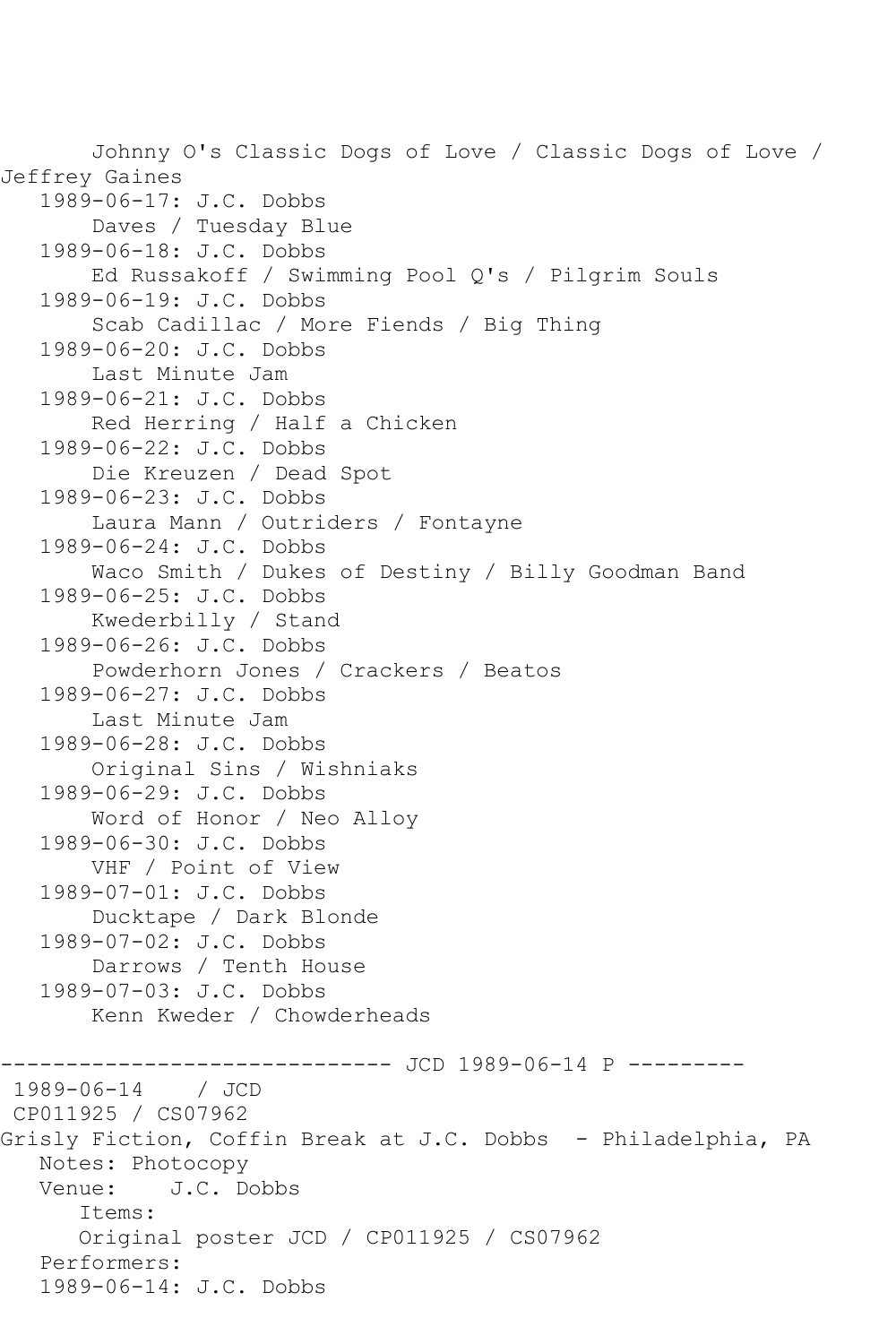Johnny O's Classic Dogs of Love / Classic Dogs of Love / Jeffrey Gaines

1989-06-17: J.C. Dobbs
Daves / Tuesday Blue

1989-06-18: J.C. Dobbs
Ed Russakoff / Swimming Pool Q's / Pilgrim Souls

1989-06-19: J.C. Dobbs
Scab Cadillac / More Fiends / Big Thing

1989-06-20: J.C. Dobbs
Last Minute Jam

1989-06-21: J.C. Dobbs
Red Herring / Half a Chicken

1989-06-22: J.C. Dobbs
Die Kreuzen / Dead Spot

1989-06-23: J.C. Dobbs
Laura Mann / Outriders / Fontayne

1989-06-24: J.C. Dobbs
Waco Smith / Dukes of Destiny / Billy Goodman Band

1989-06-25: J.C. Dobbs
Kwederbilly / Stand

1989-06-26: J.C. Dobbs
Powderhorn Jones / Crackers / Beatos

1989-06-27: J.C. Dobbs
Last Minute Jam

1989-06-28: J.C. Dobbs
Original Sins / Wishniaks

1989-06-29: J.C. Dobbs
Word of Honor / Neo Alloy

1989-06-30: J.C. Dobbs
VHF / Point of View

1989-07-01: J.C. Dobbs
Ducktape / Dark Blonde

1989-07-02: J.C. Dobbs
Darrows / Tenth House

1989-07-03: J.C. Dobbs
Kenn Kweder / Chowderheads

------------------------------ JCD 1989-06-14 P ---------

1989-06-14 / JCD
CP011925 / CS07962
Grisly Fiction, Coffin Break at J.C. Dobbs - Philadelphia, PA
Notes: Photocopy
Venue: J.C. Dobbs
Items:
Original poster JCD / CP011925 / CS07962
Performers:
1989-06-14: J.C. Dobbs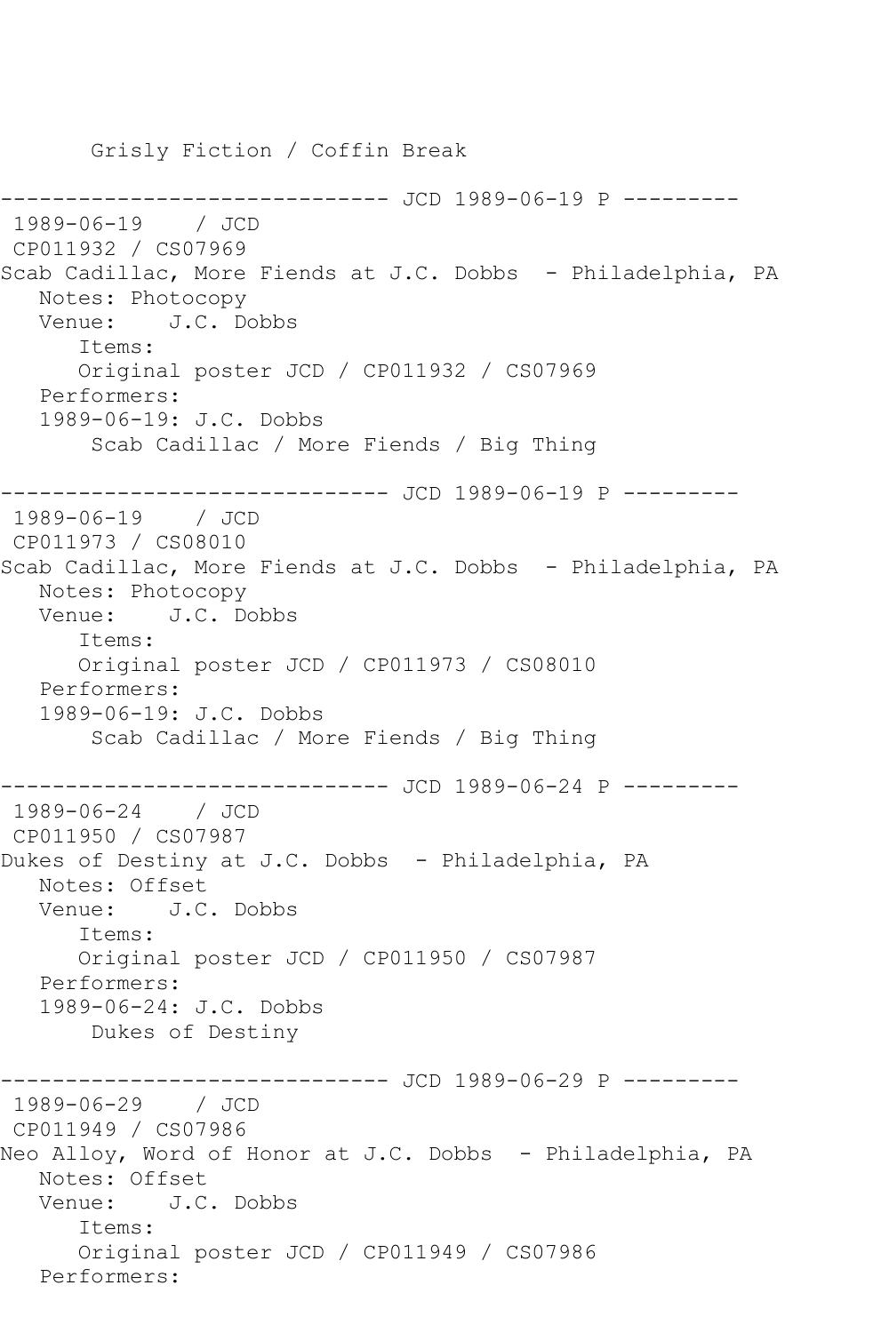Grisly Fiction / Coffin Break

------------------------------ JCD 1989-06-19 P ---------
1989-06-19 / JCD
CP011932 / CS07969
Scab Cadillac, More Fiends at J.C. Dobbs - Philadelphia, PA
Notes: Photocopy
Venue: J.C. Dobbs
Items:
Original poster JCD / CP011932 / CS07969
Performers:
1989-06-19: J.C. Dobbs
Scab Cadillac / More Fiends / Big Thing

------------------------------ JCD 1989-06-19 P ---------
1989-06-19 / JCD
CP011973 / CS08010
Scab Cadillac, More Fiends at J.C. Dobbs - Philadelphia, PA
Notes: Photocopy
Venue: J.C. Dobbs
Items:
Original poster JCD / CP011973 / CS08010
Performers:
1989-06-19: J.C. Dobbs
Scab Cadillac / More Fiends / Big Thing

------------------------------ JCD 1989-06-24 P ---------
1989-06-24 / JCD
CP011950 / CS07987
Dukes of Destiny at J.C. Dobbs - Philadelphia, PA
Notes: Offset
Venue: J.C. Dobbs
Items:
Original poster JCD / CP011950 / CS07987
Performers:
1989-06-24: J.C. Dobbs
Dukes of Destiny

------------------------------ JCD 1989-06-29 P ---------
1989-06-29 / JCD
CP011949 / CS07986
Neo Alloy, Word of Honor at J.C. Dobbs - Philadelphia, PA
Notes: Offset
Venue: J.C. Dobbs
Items:
Original poster JCD / CP011949 / CS07986
Performers: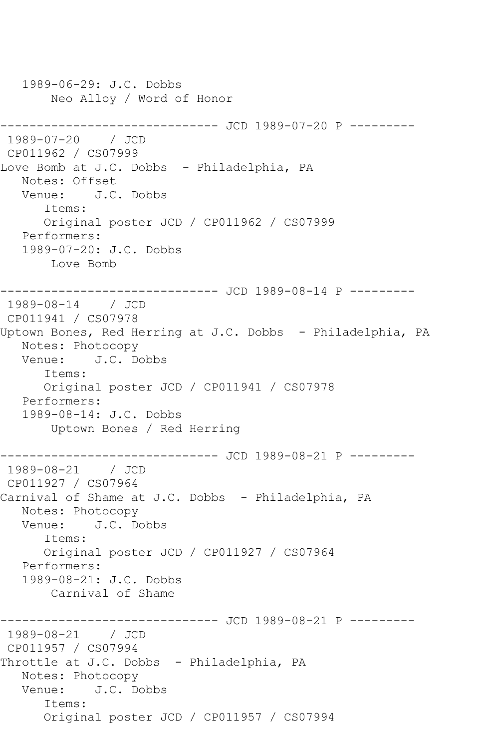1989-06-29: J.C. Dobbs
Neo Alloy / Word of Honor

------------------------------ JCD 1989-07-20 P ---------
1989-07-20 / JCD
CP011962 / CS07999
Love Bomb at J.C. Dobbs - Philadelphia, PA
Notes: Offset
Venue: J.C. Dobbs
Items:
Original poster JCD / CP011962 / CS07999
Performers:
1989-07-20: J.C. Dobbs
Love Bomb

------------------------------ JCD 1989-08-14 P ---------
1989-08-14 / JCD
CP011941 / CS07978
Uptown Bones, Red Herring at J.C. Dobbs - Philadelphia, PA
Notes: Photocopy
Venue: J.C. Dobbs
Items:
Original poster JCD / CP011941 / CS07978
Performers:
1989-08-14: J.C. Dobbs
Uptown Bones / Red Herring

------------------------------ JCD 1989-08-21 P ---------
1989-08-21 / JCD
CP011927 / CS07964
Carnival of Shame at J.C. Dobbs - Philadelphia, PA
Notes: Photocopy
Venue: J.C. Dobbs
Items:
Original poster JCD / CP011927 / CS07964
Performers:
1989-08-21: J.C. Dobbs
Carnival of Shame

------------------------------ JCD 1989-08-21 P ---------
1989-08-21 / JCD
CP011957 / CS07994
Throttle at J.C. Dobbs - Philadelphia, PA
Notes: Photocopy
Venue: J.C. Dobbs
Items:
Original poster JCD / CP011957 / CS07994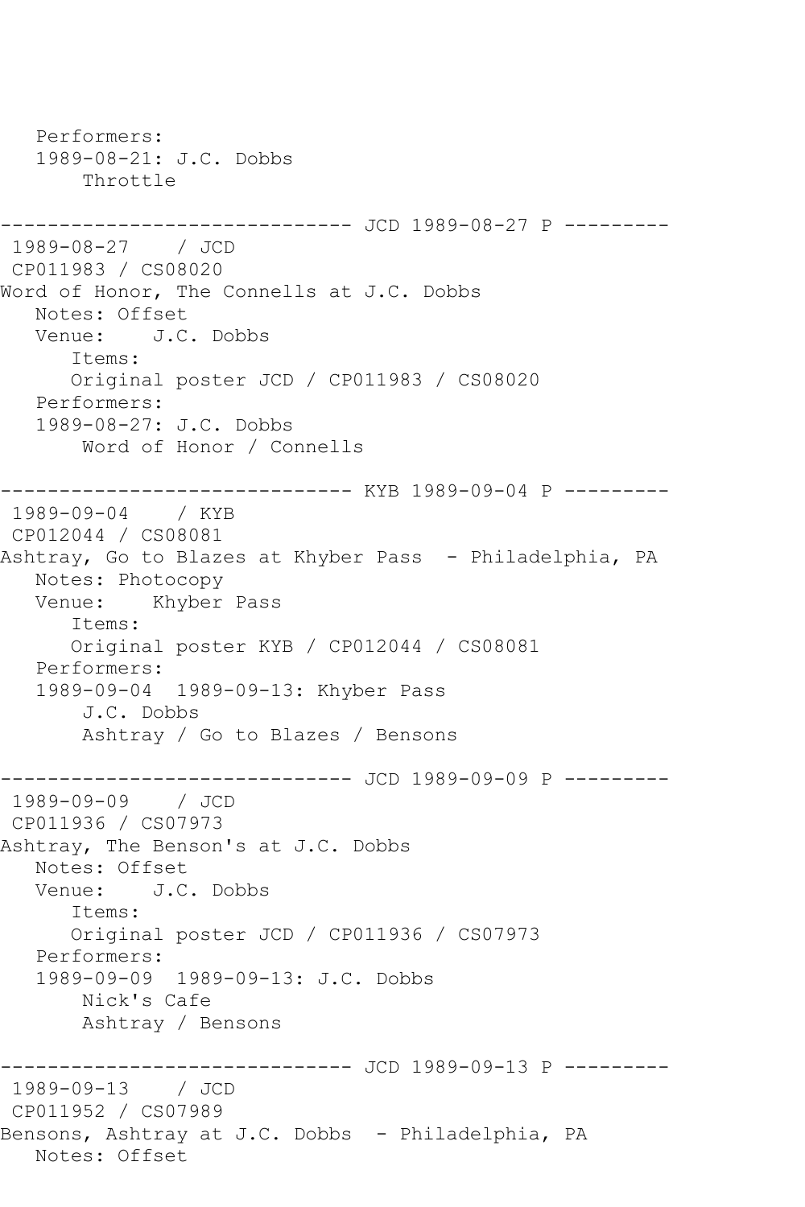```
   Performers:
   1989-08-21: J.C. Dobbs
       Throttle

------------------------------ JCD 1989-08-27 P ---------
 1989-08-27    / JCD
 CP011983 / CS08020
Word of Honor, The Connells at J.C. Dobbs
   Notes: Offset
   Venue:    J.C. Dobbs
      Items:
      Original poster JCD / CP011983 / CS08020
   Performers:
   1989-08-27: J.C. Dobbs
       Word of Honor / Connells

------------------------------ KYB 1989-09-04 P ---------
 1989-09-04    / KYB
 CP012044 / CS08081
Ashtray, Go to Blazes at Khyber Pass  - Philadelphia, PA
   Notes: Photocopy
   Venue:    Khyber Pass
      Items:
      Original poster KYB / CP012044 / CS08081
   Performers:
   1989-09-04  1989-09-13: Khyber Pass
       J.C. Dobbs
       Ashtray / Go to Blazes / Bensons

------------------------------ JCD 1989-09-09 P ---------
 1989-09-09    / JCD
 CP011936 / CS07973
Ashtray, The Benson's at J.C. Dobbs
   Notes: Offset
   Venue:    J.C. Dobbs
      Items:
      Original poster JCD / CP011936 / CS07973
   Performers:
   1989-09-09  1989-09-13: J.C. Dobbs
       Nick's Cafe
       Ashtray / Bensons

------------------------------ JCD 1989-09-13 P ---------
 1989-09-13    / JCD
 CP011952 / CS07989
Bensons, Ashtray at J.C. Dobbs  - Philadelphia, PA
   Notes: Offset
```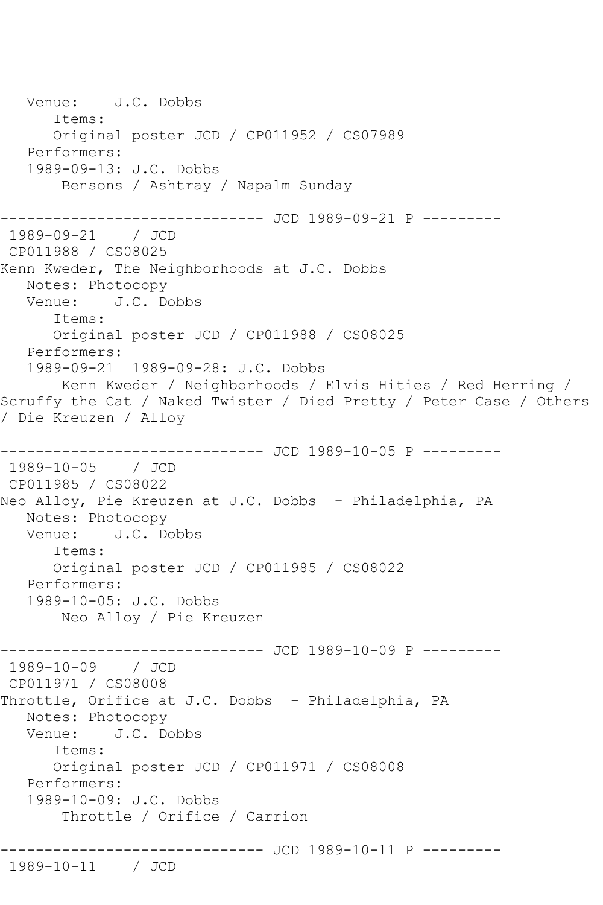```
   Venue:    J.C. Dobbs
      Items:
      Original poster JCD / CP011952 / CS07989
   Performers:
   1989-09-13: J.C. Dobbs
       Bensons / Ashtray / Napalm Sunday

------------------------------ JCD 1989-09-21 P ---------
 1989-09-21    / JCD
 CP011988 / CS08025
Kenn Kweder, The Neighborhoods at J.C. Dobbs
   Notes: Photocopy
   Venue:    J.C. Dobbs
      Items:
      Original poster JCD / CP011988 / CS08025
   Performers:
   1989-09-21  1989-09-28: J.C. Dobbs
       Kenn Kweder / Neighborhoods / Elvis Hities / Red Herring /
Scruffy the Cat / Naked Twister / Died Pretty / Peter Case / Others
/ Die Kreuzen / Alloy

------------------------------ JCD 1989-10-05 P ---------
 1989-10-05    / JCD
 CP011985 / CS08022
Neo Alloy, Pie Kreuzen at J.C. Dobbs  - Philadelphia, PA
   Notes: Photocopy
   Venue:    J.C. Dobbs
      Items:
      Original poster JCD / CP011985 / CS08022
   Performers:
   1989-10-05: J.C. Dobbs
       Neo Alloy / Pie Kreuzen

------------------------------ JCD 1989-10-09 P ---------
 1989-10-09    / JCD
 CP011971 / CS08008
Throttle, Orifice at J.C. Dobbs  - Philadelphia, PA
   Notes: Photocopy
   Venue:    J.C. Dobbs
      Items:
      Original poster JCD / CP011971 / CS08008
   Performers:
   1989-10-09: J.C. Dobbs
       Throttle / Orifice / Carrion

------------------------------ JCD 1989-10-11 P ---------
 1989-10-11    / JCD
```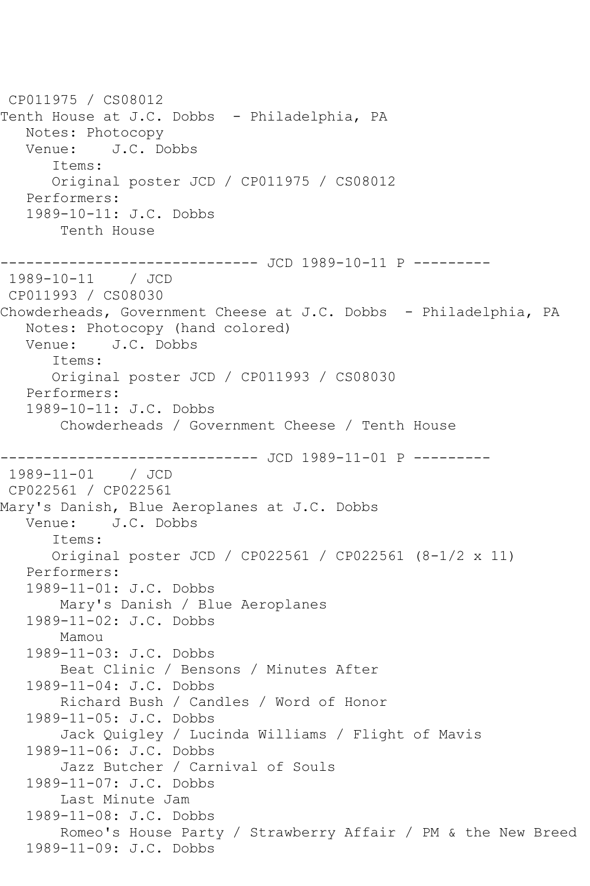CP011975 / CS08012
Tenth House at J.C. Dobbs - Philadelphia, PA
   Notes: Photocopy
   Venue:    J.C. Dobbs
      Items:
      Original poster JCD / CP011975 / CS08012
   Performers:
   1989-10-11: J.C. Dobbs
       Tenth House

------------------------------ JCD 1989-10-11 P ---------
 1989-10-11    / JCD
 CP011993 / CS08030
Chowderheads, Government Cheese at J.C. Dobbs - Philadelphia, PA
   Notes: Photocopy (hand colored)
   Venue:    J.C. Dobbs
      Items:
      Original poster JCD / CP011993 / CS08030
   Performers:
   1989-10-11: J.C. Dobbs
       Chowderheads / Government Cheese / Tenth House

------------------------------ JCD 1989-11-01 P ---------
 1989-11-01    / JCD
 CP022561 / CP022561
Mary's Danish, Blue Aeroplanes at J.C. Dobbs
   Venue:    J.C. Dobbs
      Items:
      Original poster JCD / CP022561 / CP022561 (8-1/2 x 11)
   Performers:
   1989-11-01: J.C. Dobbs
       Mary's Danish / Blue Aeroplanes
   1989-11-02: J.C. Dobbs
       Mamou
   1989-11-03: J.C. Dobbs
       Beat Clinic / Bensons / Minutes After
   1989-11-04: J.C. Dobbs
       Richard Bush / Candles / Word of Honor
   1989-11-05: J.C. Dobbs
       Jack Quigley / Lucinda Williams / Flight of Mavis
   1989-11-06: J.C. Dobbs
       Jazz Butcher / Carnival of Souls
   1989-11-07: J.C. Dobbs
       Last Minute Jam
   1989-11-08: J.C. Dobbs
       Romeo's House Party / Strawberry Affair / PM & the New Breed
   1989-11-09: J.C. Dobbs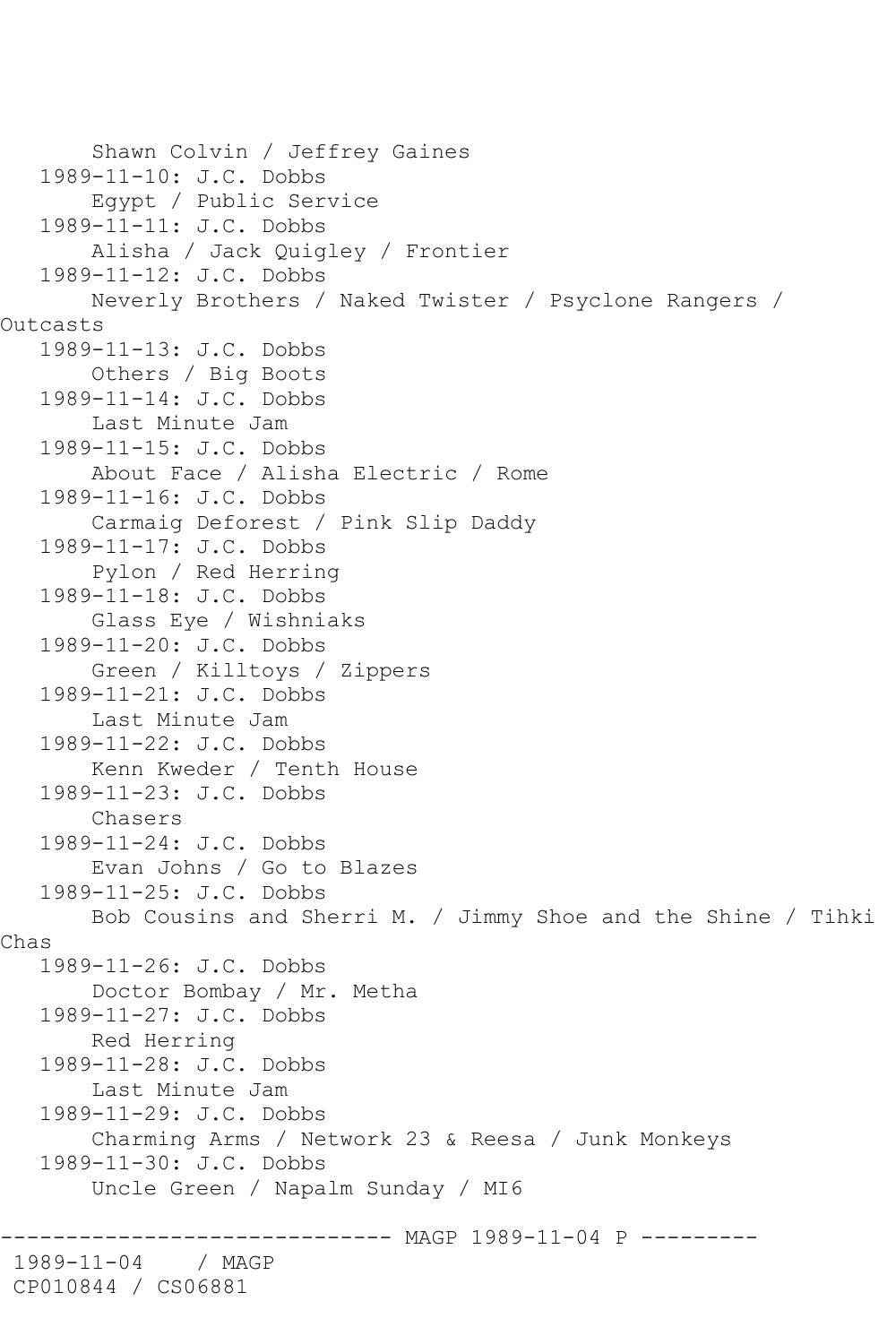```
       Shawn Colvin / Jeffrey Gaines
   1989-11-10: J.C. Dobbs
       Egypt / Public Service
   1989-11-11: J.C. Dobbs
       Alisha / Jack Quigley / Frontier
   1989-11-12: J.C. Dobbs
       Neverly Brothers / Naked Twister / Psyclone Rangers /
Outcasts
   1989-11-13: J.C. Dobbs
       Others / Big Boots
   1989-11-14: J.C. Dobbs
       Last Minute Jam
   1989-11-15: J.C. Dobbs
       About Face / Alisha Electric / Rome
   1989-11-16: J.C. Dobbs
       Carmaig Deforest / Pink Slip Daddy
   1989-11-17: J.C. Dobbs
       Pylon / Red Herring
   1989-11-18: J.C. Dobbs
       Glass Eye / Wishniaks
   1989-11-20: J.C. Dobbs
       Green / Killtoys / Zippers
   1989-11-21: J.C. Dobbs
       Last Minute Jam
   1989-11-22: J.C. Dobbs
       Kenn Kweder / Tenth House
   1989-11-23: J.C. Dobbs
       Chasers
   1989-11-24: J.C. Dobbs
       Evan Johns / Go to Blazes
   1989-11-25: J.C. Dobbs
       Bob Cousins and Sherri M. / Jimmy Shoe and the Shine / Tihki
Chas
   1989-11-26: J.C. Dobbs
       Doctor Bombay / Mr. Metha
   1989-11-27: J.C. Dobbs
       Red Herring
   1989-11-28: J.C. Dobbs
       Last Minute Jam
   1989-11-29: J.C. Dobbs
       Charming Arms / Network 23 & Reesa / Junk Monkeys
   1989-11-30: J.C. Dobbs
       Uncle Green / Napalm Sunday / MI6

------------------------------ MAGP 1989-11-04 P ---------
 1989-11-04    / MAGP
 CP010844 / CS06881
```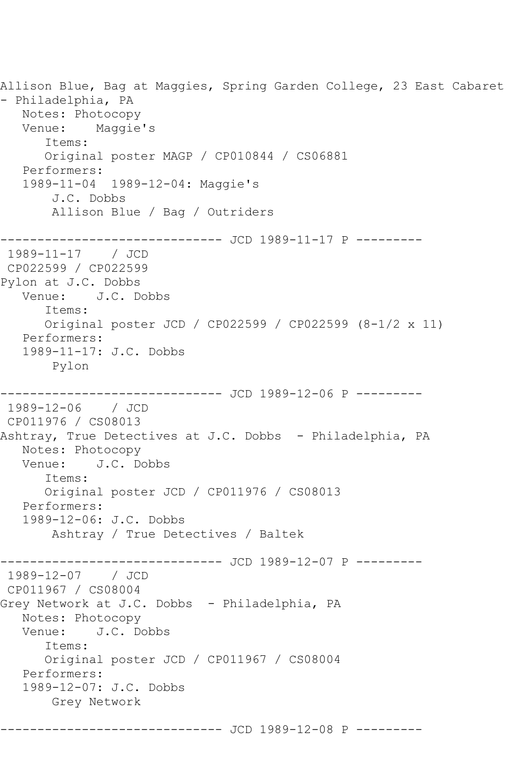```
Allison Blue, Bag at Maggies, Spring Garden College, 23 East Cabaret
- Philadelphia, PA
   Notes: Photocopy
   Venue:    Maggie's
      Items:
      Original poster MAGP / CP010844 / CS06881
   Performers:
   1989-11-04  1989-12-04: Maggie's
       J.C. Dobbs
       Allison Blue / Bag / Outriders

------------------------------ JCD 1989-11-17 P ---------
 1989-11-17    / JCD
 CP022599 / CP022599
Pylon at J.C. Dobbs
   Venue:    J.C. Dobbs
      Items:
      Original poster JCD / CP022599 / CP022599 (8-1/2 x 11)
   Performers:
   1989-11-17: J.C. Dobbs
       Pylon

------------------------------ JCD 1989-12-06 P ---------
 1989-12-06    / JCD
 CP011976 / CS08013
Ashtray, True Detectives at J.C. Dobbs  - Philadelphia, PA
   Notes: Photocopy
   Venue:    J.C. Dobbs
      Items:
      Original poster JCD / CP011976 / CS08013
   Performers:
   1989-12-06: J.C. Dobbs
       Ashtray / True Detectives / Baltek

------------------------------ JCD 1989-12-07 P ---------
 1989-12-07    / JCD
 CP011967 / CS08004
Grey Network at J.C. Dobbs  - Philadelphia, PA
   Notes: Photocopy
   Venue:    J.C. Dobbs
      Items:
      Original poster JCD / CP011967 / CS08004
   Performers:
   1989-12-07: J.C. Dobbs
       Grey Network

------------------------------ JCD 1989-12-08 P ---------
```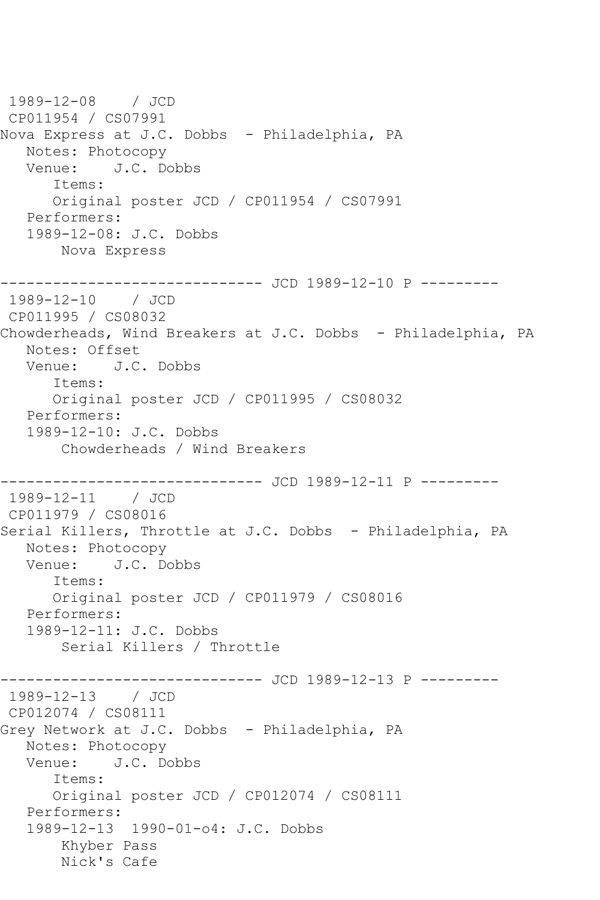```
 1989-12-08    / JCD
 CP011954 / CS07991
Nova Express at J.C. Dobbs  - Philadelphia, PA
   Notes: Photocopy
   Venue:    J.C. Dobbs
      Items:
      Original poster JCD / CP011954 / CS07991
   Performers:
   1989-12-08: J.C. Dobbs
       Nova Express

------------------------------ JCD 1989-12-10 P ---------
 1989-12-10    / JCD
 CP011995 / CS08032
Chowderheads, Wind Breakers at J.C. Dobbs  - Philadelphia, PA
   Notes: Offset
   Venue:    J.C. Dobbs
      Items:
      Original poster JCD / CP011995 / CS08032
   Performers:
   1989-12-10: J.C. Dobbs
       Chowderheads / Wind Breakers

------------------------------ JCD 1989-12-11 P ---------
 1989-12-11    / JCD
 CP011979 / CS08016
Serial Killers, Throttle at J.C. Dobbs  - Philadelphia, PA
   Notes: Photocopy
   Venue:    J.C. Dobbs
      Items:
      Original poster JCD / CP011979 / CS08016
   Performers:
   1989-12-11: J.C. Dobbs
       Serial Killers / Throttle

------------------------------ JCD 1989-12-13 P ---------
 1989-12-13    / JCD
 CP012074 / CS08111
Grey Network at J.C. Dobbs  - Philadelphia, PA
   Notes: Photocopy
   Venue:    J.C. Dobbs
      Items:
      Original poster JCD / CP012074 / CS08111
   Performers:
   1989-12-13  1990-01-o4: J.C. Dobbs
       Khyber Pass
       Nick's Cafe
```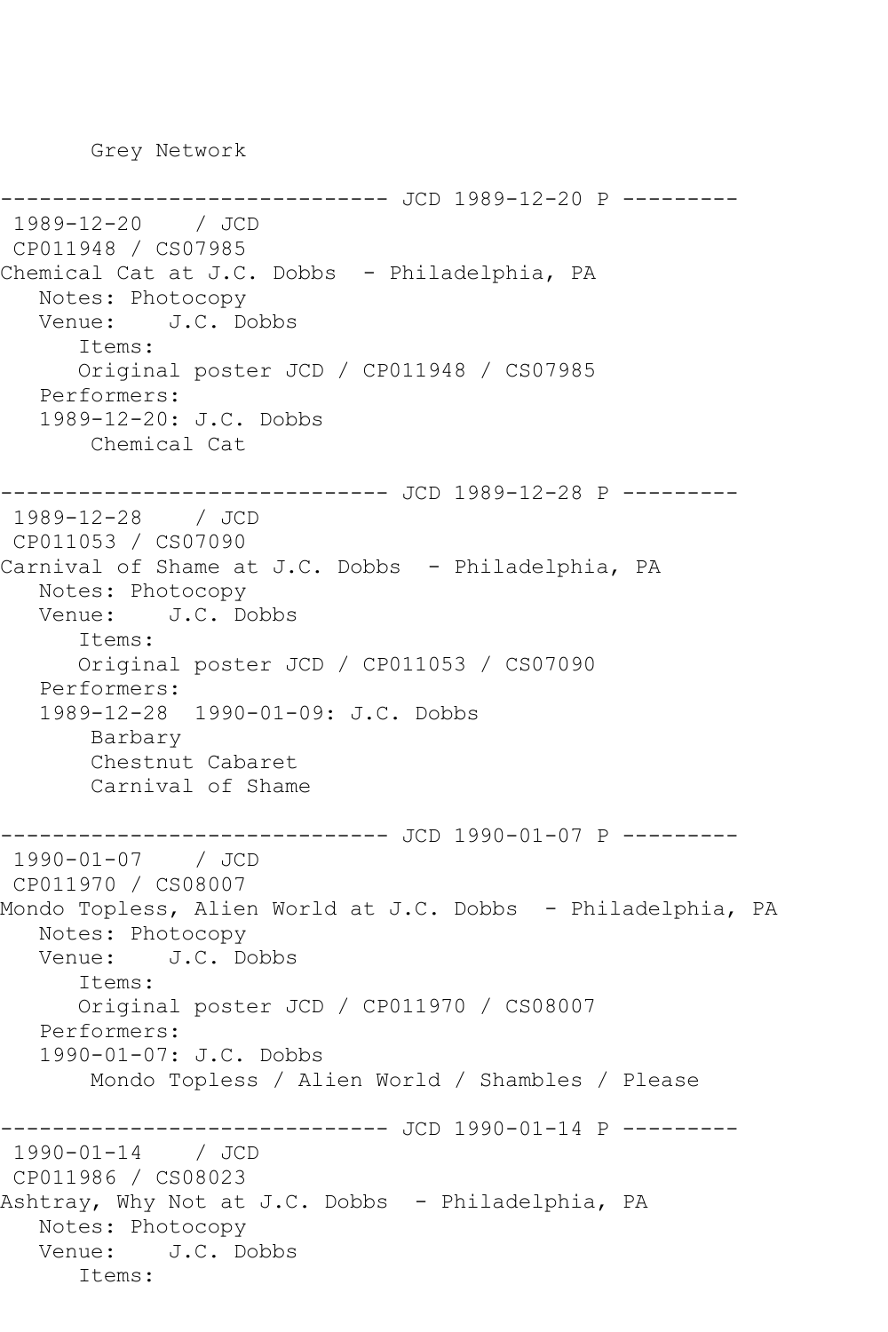Grey Network

------------------------------ JCD 1989-12-20 P ---------

1989-12-20 / JCD
CP011948 / CS07985
Chemical Cat at J.C. Dobbs - Philadelphia, PA
   Notes: Photocopy
   Venue: J.C. Dobbs
      Items:
      Original poster JCD / CP011948 / CS07985
   Performers:
   1989-12-20: J.C. Dobbs
       Chemical Cat

------------------------------ JCD 1989-12-28 P ---------

1989-12-28 / JCD
CP011053 / CS07090
Carnival of Shame at J.C. Dobbs - Philadelphia, PA
   Notes: Photocopy
   Venue: J.C. Dobbs
      Items:
      Original poster JCD / CP011053 / CS07090
   Performers:
   1989-12-28 1990-01-09: J.C. Dobbs
       Barbary
       Chestnut Cabaret
       Carnival of Shame

------------------------------ JCD 1990-01-07 P ---------

1990-01-07 / JCD
CP011970 / CS08007
Mondo Topless, Alien World at J.C. Dobbs - Philadelphia, PA
   Notes: Photocopy
   Venue: J.C. Dobbs
      Items:
      Original poster JCD / CP011970 / CS08007
   Performers:
   1990-01-07: J.C. Dobbs
       Mondo Topless / Alien World / Shambles / Please

------------------------------ JCD 1990-01-14 P ---------

1990-01-14 / JCD
CP011986 / CS08023
Ashtray, Why Not at J.C. Dobbs - Philadelphia, PA
   Notes: Photocopy
   Venue: J.C. Dobbs
      Items: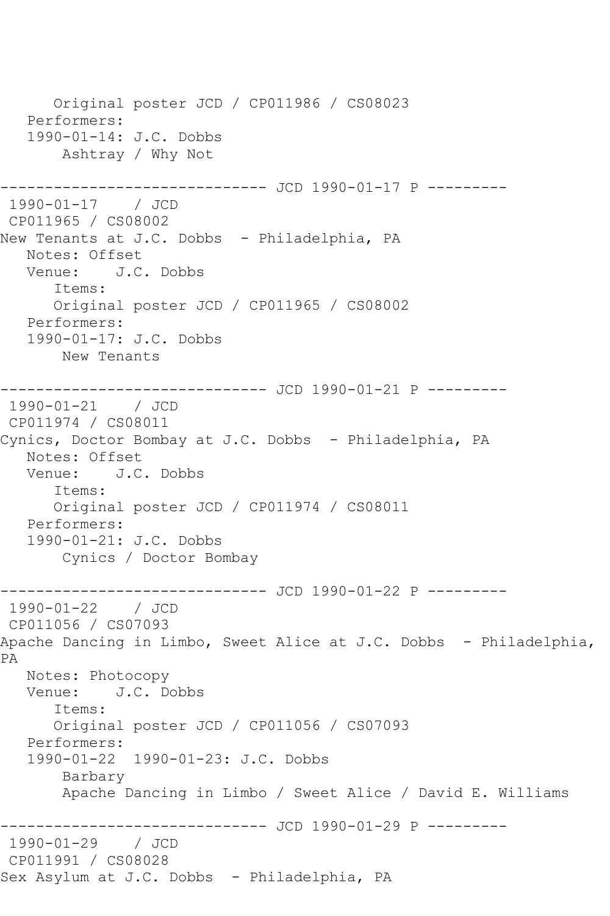```
      Original poster JCD / CP011986 / CS08023
   Performers:
   1990-01-14: J.C. Dobbs
       Ashtray / Why Not

------------------------------ JCD 1990-01-17 P ---------
 1990-01-17    / JCD
 CP011965 / CS08002
New Tenants at J.C. Dobbs  - Philadelphia, PA
   Notes: Offset
   Venue:    J.C. Dobbs
      Items:
      Original poster JCD / CP011965 / CS08002
   Performers:
   1990-01-17: J.C. Dobbs
       New Tenants

------------------------------ JCD 1990-01-21 P ---------
 1990-01-21    / JCD
 CP011974 / CS08011
Cynics, Doctor Bombay at J.C. Dobbs  - Philadelphia, PA
   Notes: Offset
   Venue:    J.C. Dobbs
      Items:
      Original poster JCD / CP011974 / CS08011
   Performers:
   1990-01-21: J.C. Dobbs
       Cynics / Doctor Bombay

------------------------------ JCD 1990-01-22 P ---------
 1990-01-22    / JCD
 CP011056 / CS07093
Apache Dancing in Limbo, Sweet Alice at J.C. Dobbs  - Philadelphia,
PA
   Notes: Photocopy
   Venue:    J.C. Dobbs
      Items:
      Original poster JCD / CP011056 / CS07093
   Performers:
   1990-01-22  1990-01-23: J.C. Dobbs
       Barbary
       Apache Dancing in Limbo / Sweet Alice / David E. Williams

------------------------------ JCD 1990-01-29 P ---------
 1990-01-29    / JCD
 CP011991 / CS08028
Sex Asylum at J.C. Dobbs  - Philadelphia, PA
```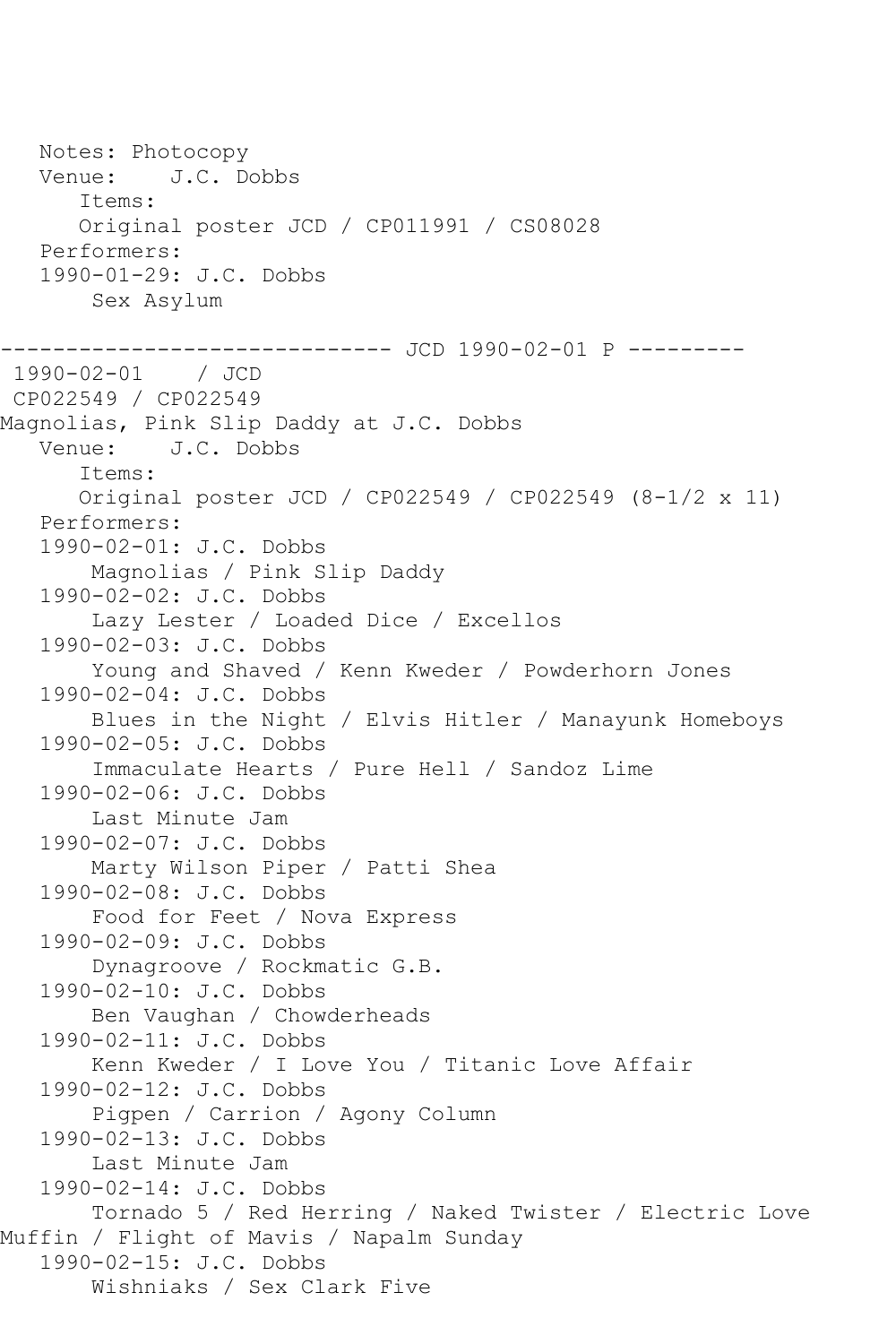```
   Notes: Photocopy
   Venue:    J.C. Dobbs
      Items:
      Original poster JCD / CP011991 / CS08028
   Performers:
   1990-01-29: J.C. Dobbs
       Sex Asylum

------------------------------ JCD 1990-02-01 P ---------
 1990-02-01    / JCD
 CP022549 / CP022549
Magnolias, Pink Slip Daddy at J.C. Dobbs
   Venue:    J.C. Dobbs
      Items:
      Original poster JCD / CP022549 / CP022549 (8-1/2 x 11)
   Performers:
   1990-02-01: J.C. Dobbs
       Magnolias / Pink Slip Daddy
   1990-02-02: J.C. Dobbs
       Lazy Lester / Loaded Dice / Excellos
   1990-02-03: J.C. Dobbs
       Young and Shaved / Kenn Kweder / Powderhorn Jones
   1990-02-04: J.C. Dobbs
       Blues in the Night / Elvis Hitler / Manayunk Homeboys
   1990-02-05: J.C. Dobbs
       Immaculate Hearts / Pure Hell / Sandoz Lime
   1990-02-06: J.C. Dobbs
       Last Minute Jam
   1990-02-07: J.C. Dobbs
       Marty Wilson Piper / Patti Shea
   1990-02-08: J.C. Dobbs
       Food for Feet / Nova Express
   1990-02-09: J.C. Dobbs
       Dynagroove / Rockmatic G.B.
   1990-02-10: J.C. Dobbs
       Ben Vaughan / Chowderheads
   1990-02-11: J.C. Dobbs
       Kenn Kweder / I Love You / Titanic Love Affair
   1990-02-12: J.C. Dobbs
       Pigpen / Carrion / Agony Column
   1990-02-13: J.C. Dobbs
       Last Minute Jam
   1990-02-14: J.C. Dobbs
       Tornado 5 / Red Herring / Naked Twister / Electric Love
Muffin / Flight of Mavis / Napalm Sunday
   1990-02-15: J.C. Dobbs
       Wishniaks / Sex Clark Five
```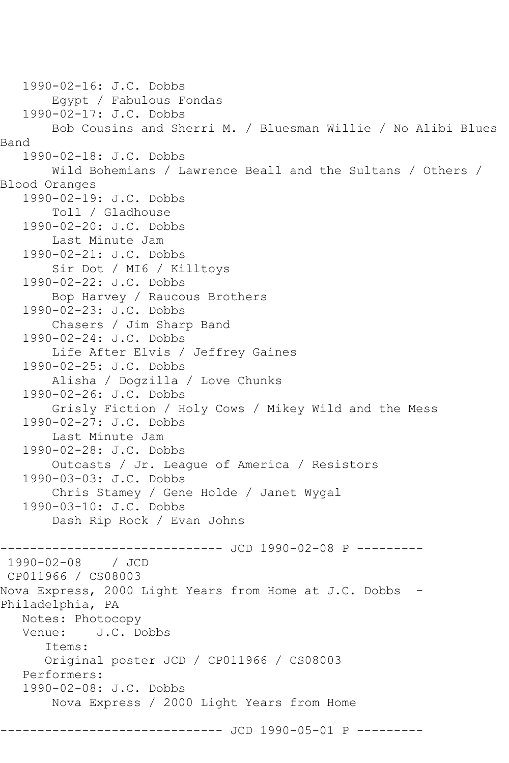```
   1990-02-16: J.C. Dobbs
       Egypt / Fabulous Fondas
   1990-02-17: J.C. Dobbs
       Bob Cousins and Sherri M. / Bluesman Willie / No Alibi Blues
Band
   1990-02-18: J.C. Dobbs
       Wild Bohemians / Lawrence Beall and the Sultans / Others /
Blood Oranges
   1990-02-19: J.C. Dobbs
       Toll / Gladhouse
   1990-02-20: J.C. Dobbs
       Last Minute Jam
   1990-02-21: J.C. Dobbs
       Sir Dot / MI6 / Killtoys
   1990-02-22: J.C. Dobbs
       Bop Harvey / Raucous Brothers
   1990-02-23: J.C. Dobbs
       Chasers / Jim Sharp Band
   1990-02-24: J.C. Dobbs
       Life After Elvis / Jeffrey Gaines
   1990-02-25: J.C. Dobbs
       Alisha / Dogzilla / Love Chunks
   1990-02-26: J.C. Dobbs
       Grisly Fiction / Holy Cows / Mikey Wild and the Mess
   1990-02-27: J.C. Dobbs
       Last Minute Jam
   1990-02-28: J.C. Dobbs
       Outcasts / Jr. League of America / Resistors
   1990-03-03: J.C. Dobbs
       Chris Stamey / Gene Holde / Janet Wygal
   1990-03-10: J.C. Dobbs
       Dash Rip Rock / Evan Johns

------------------------------ JCD 1990-02-08 P ---------
 1990-02-08    / JCD
 CP011966 / CS08003
Nova Express, 2000 Light Years from Home at J.C. Dobbs  -
Philadelphia, PA
   Notes: Photocopy
   Venue:    J.C. Dobbs
      Items:
      Original poster JCD / CP011966 / CS08003
   Performers:
   1990-02-08: J.C. Dobbs
       Nova Express / 2000 Light Years from Home

------------------------------ JCD 1990-05-01 P ---------
```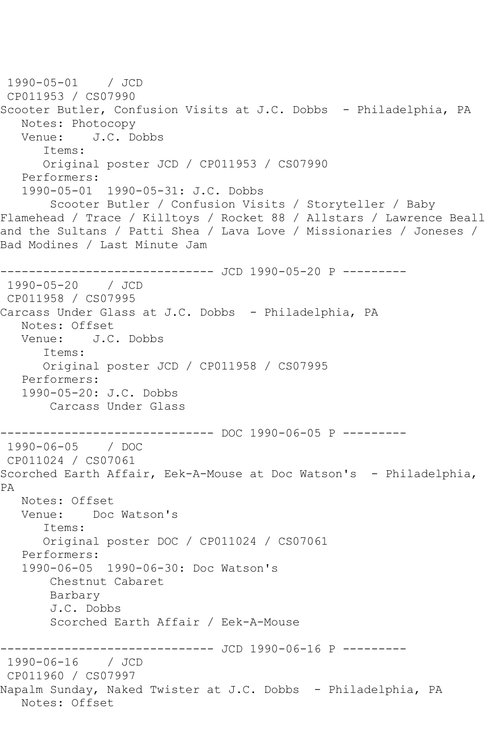1990-05-01    / JCD
 CP011953 / CS07990
Scooter Butler, Confusion Visits at J.C. Dobbs  - Philadelphia, PA
   Notes: Photocopy
   Venue:    J.C. Dobbs
      Items:
      Original poster JCD / CP011953 / CS07990
   Performers:
   1990-05-01  1990-05-31: J.C. Dobbs
       Scooter Butler / Confusion Visits / Storyteller / Baby Flamehead / Trace / Killtoys / Rocket 88 / Allstars / Lawrence Beall and the Sultans / Patti Shea / Lava Love / Missionaries / Joneses / Bad Modines / Last Minute Jam

------------------------------ JCD 1990-05-20 P ---------
 1990-05-20    / JCD
 CP011958 / CS07995
Carcass Under Glass at J.C. Dobbs  - Philadelphia, PA
   Notes: Offset
   Venue:    J.C. Dobbs
      Items:
      Original poster JCD / CP011958 / CS07995
   Performers:
   1990-05-20: J.C. Dobbs
       Carcass Under Glass

------------------------------ DOC 1990-06-05 P ---------
 1990-06-05    / DOC
 CP011024 / CS07061
Scorched Earth Affair, Eek-A-Mouse at Doc Watson's  - Philadelphia, PA
   Notes: Offset
   Venue:    Doc Watson's
      Items:
      Original poster DOC / CP011024 / CS07061
   Performers:
   1990-06-05  1990-06-30: Doc Watson's
       Chestnut Cabaret
       Barbary
       J.C. Dobbs
       Scorched Earth Affair / Eek-A-Mouse

------------------------------ JCD 1990-06-16 P ---------
 1990-06-16    / JCD
 CP011960 / CS07997
Napalm Sunday, Naked Twister at J.C. Dobbs  - Philadelphia, PA
   Notes: Offset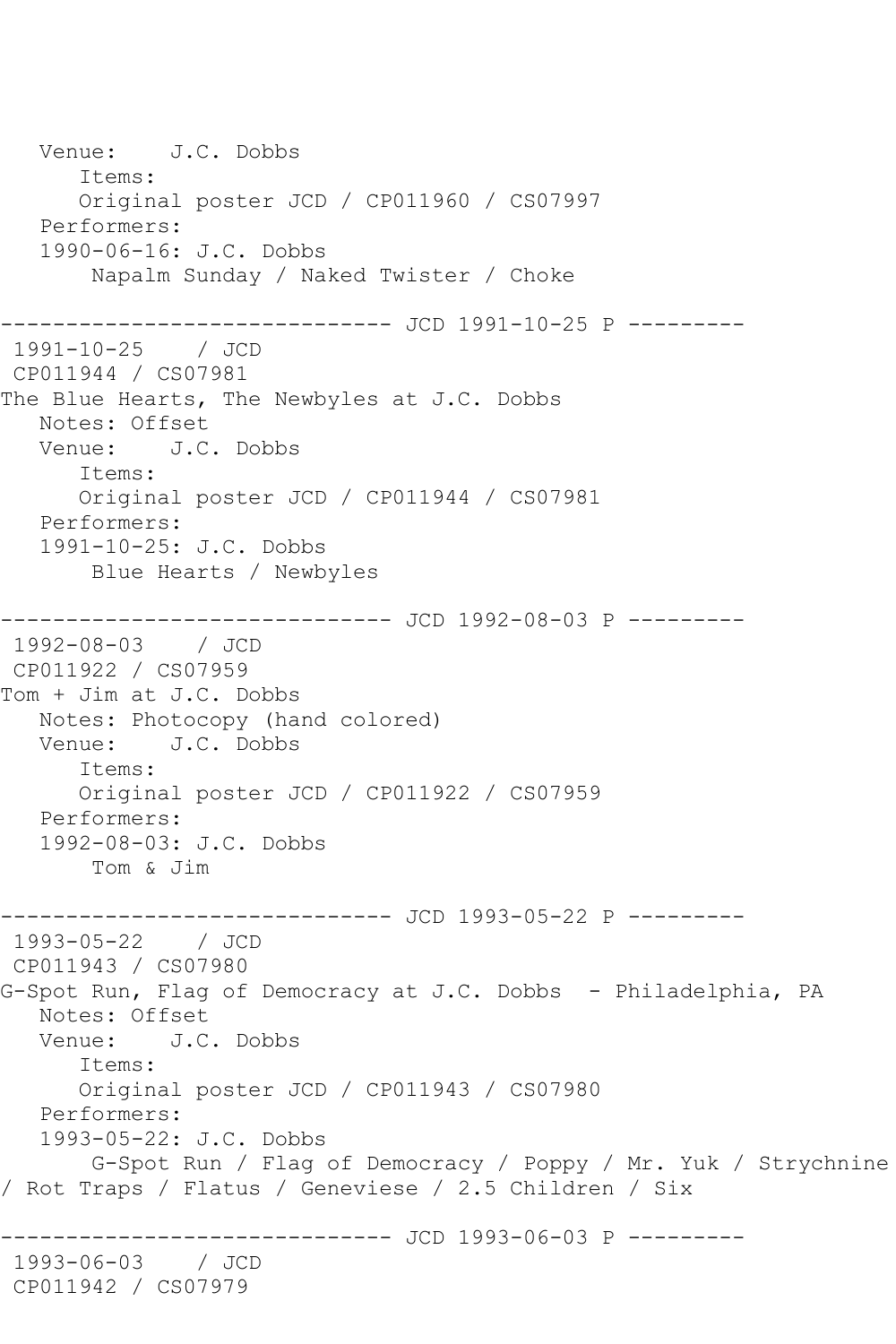```
   Venue:    J.C. Dobbs
      Items:
      Original poster JCD / CP011960 / CS07997
   Performers:
   1990-06-16: J.C. Dobbs
       Napalm Sunday / Naked Twister / Choke

------------------------------ JCD 1991-10-25 P ---------
 1991-10-25    / JCD
 CP011944 / CS07981
The Blue Hearts, The Newbyles at J.C. Dobbs
   Notes: Offset
   Venue:    J.C. Dobbs
      Items:
      Original poster JCD / CP011944 / CS07981
   Performers:
   1991-10-25: J.C. Dobbs
       Blue Hearts / Newbyles

------------------------------ JCD 1992-08-03 P ---------
 1992-08-03    / JCD
 CP011922 / CS07959
Tom + Jim at J.C. Dobbs
   Notes: Photocopy (hand colored)
   Venue:    J.C. Dobbs
      Items:
      Original poster JCD / CP011922 / CS07959
   Performers:
   1992-08-03: J.C. Dobbs
       Tom & Jim

------------------------------ JCD 1993-05-22 P ---------
 1993-05-22    / JCD
 CP011943 / CS07980
G-Spot Run, Flag of Democracy at J.C. Dobbs  - Philadelphia, PA
   Notes: Offset
   Venue:    J.C. Dobbs
      Items:
      Original poster JCD / CP011943 / CS07980
   Performers:
   1993-05-22: J.C. Dobbs
       G-Spot Run / Flag of Democracy / Poppy / Mr. Yuk / Strychnine
/ Rot Traps / Flatus / Geneviese / 2.5 Children / Six

------------------------------ JCD 1993-06-03 P ---------
 1993-06-03    / JCD
 CP011942 / CS07979
```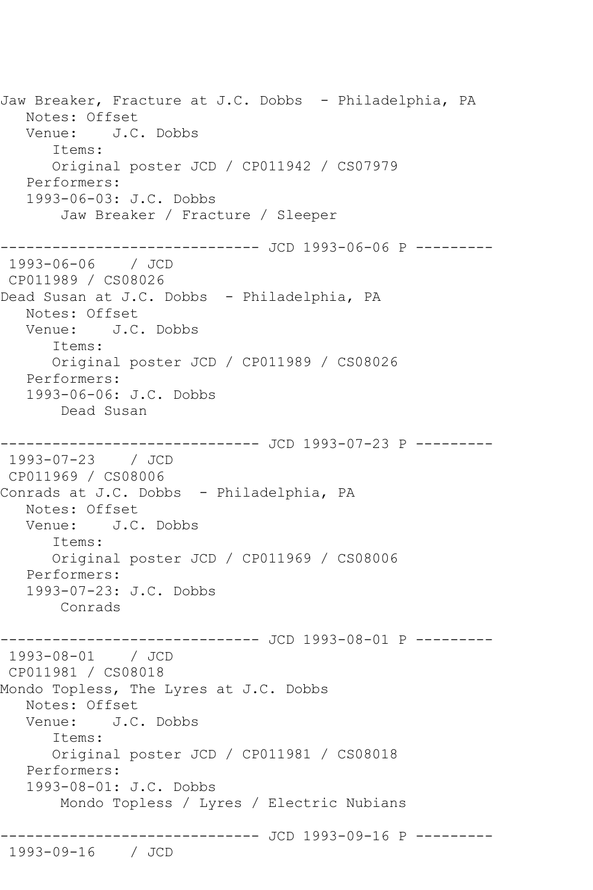```
Jaw Breaker, Fracture at J.C. Dobbs  - Philadelphia, PA
   Notes: Offset
   Venue:    J.C. Dobbs
      Items:
      Original poster JCD / CP011942 / CS07979
   Performers:
   1993-06-03: J.C. Dobbs
       Jaw Breaker / Fracture / Sleeper

------------------------------ JCD 1993-06-06 P ---------
 1993-06-06    / JCD
 CP011989 / CS08026
Dead Susan at J.C. Dobbs  - Philadelphia, PA
   Notes: Offset
   Venue:    J.C. Dobbs
      Items:
      Original poster JCD / CP011989 / CS08026
   Performers:
   1993-06-06: J.C. Dobbs
       Dead Susan

------------------------------ JCD 1993-07-23 P ---------
 1993-07-23    / JCD
 CP011969 / CS08006
Conrads at J.C. Dobbs  - Philadelphia, PA
   Notes: Offset
   Venue:    J.C. Dobbs
      Items:
      Original poster JCD / CP011969 / CS08006
   Performers:
   1993-07-23: J.C. Dobbs
       Conrads

------------------------------ JCD 1993-08-01 P ---------
 1993-08-01    / JCD
 CP011981 / CS08018
Mondo Topless, The Lyres at J.C. Dobbs
   Notes: Offset
   Venue:    J.C. Dobbs
      Items:
      Original poster JCD / CP011981 / CS08018
   Performers:
   1993-08-01: J.C. Dobbs
       Mondo Topless / Lyres / Electric Nubians

------------------------------ JCD 1993-09-16 P ---------
 1993-09-16    / JCD
```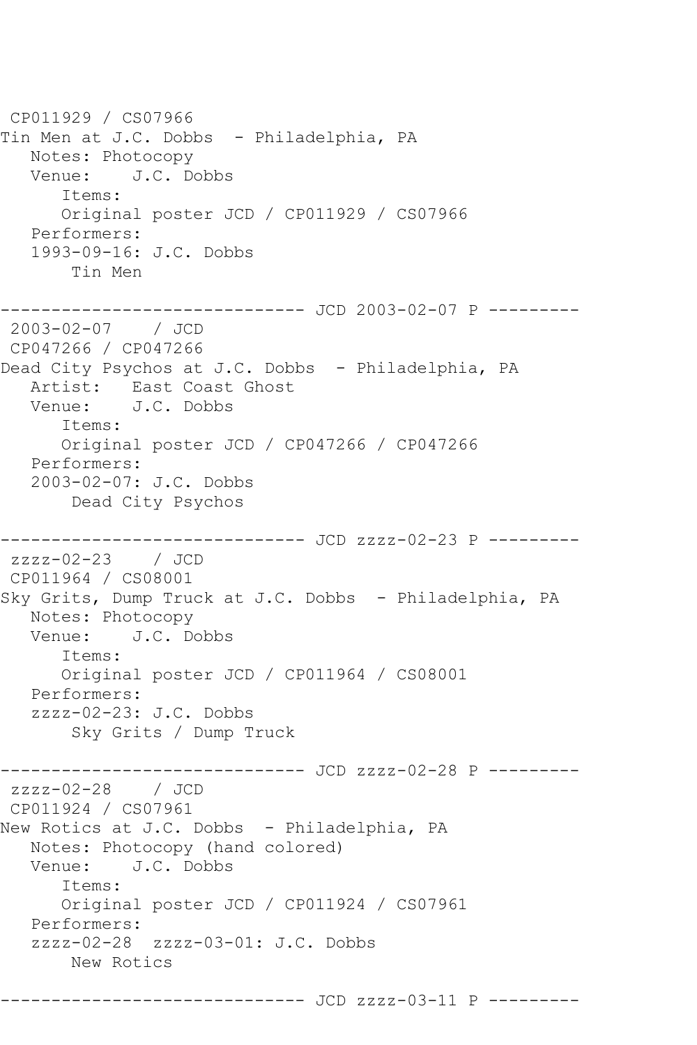```
 CP011929 / CS07966
Tin Men at J.C. Dobbs  - Philadelphia, PA
   Notes: Photocopy
   Venue:    J.C. Dobbs
      Items:
      Original poster JCD / CP011929 / CS07966
   Performers:
   1993-09-16: J.C. Dobbs
       Tin Men

------------------------------ JCD 2003-02-07 P ---------
 2003-02-07    / JCD
 CP047266 / CP047266
Dead City Psychos at J.C. Dobbs  - Philadelphia, PA
   Artist:   East Coast Ghost
   Venue:    J.C. Dobbs
      Items:
      Original poster JCD / CP047266 / CP047266
   Performers:
   2003-02-07: J.C. Dobbs
       Dead City Psychos

------------------------------ JCD zzzz-02-23 P ---------
 zzzz-02-23    / JCD
 CP011964 / CS08001
Sky Grits, Dump Truck at J.C. Dobbs  - Philadelphia, PA
   Notes: Photocopy
   Venue:    J.C. Dobbs
      Items:
      Original poster JCD / CP011964 / CS08001
   Performers:
   zzzz-02-23: J.C. Dobbs
       Sky Grits / Dump Truck

------------------------------ JCD zzzz-02-28 P ---------
 zzzz-02-28    / JCD
 CP011924 / CS07961
New Rotics at J.C. Dobbs  - Philadelphia, PA
   Notes: Photocopy (hand colored)
   Venue:    J.C. Dobbs
      Items:
      Original poster JCD / CP011924 / CS07961
   Performers:
   zzzz-02-28  zzzz-03-01: J.C. Dobbs
       New Rotics

------------------------------ JCD zzzz-03-11 P ---------
```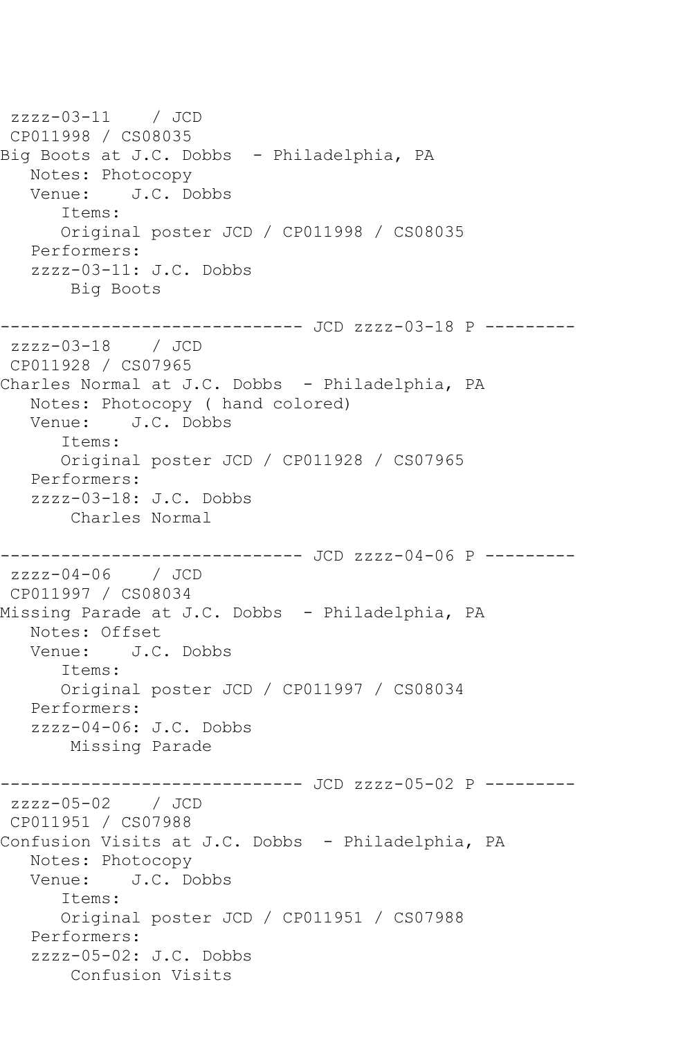```
 zzzz-03-11    / JCD
 CP011998 / CS08035
Big Boots at J.C. Dobbs  - Philadelphia, PA
   Notes: Photocopy
   Venue:    J.C. Dobbs
      Items:
      Original poster JCD / CP011998 / CS08035
   Performers:
   zzzz-03-11: J.C. Dobbs
       Big Boots

------------------------------ JCD zzzz-03-18 P ---------
 zzzz-03-18    / JCD
 CP011928 / CS07965
Charles Normal at J.C. Dobbs  - Philadelphia, PA
   Notes: Photocopy ( hand colored)
   Venue:    J.C. Dobbs
      Items:
      Original poster JCD / CP011928 / CS07965
   Performers:
   zzzz-03-18: J.C. Dobbs
       Charles Normal

------------------------------ JCD zzzz-04-06 P ---------
 zzzz-04-06    / JCD
 CP011997 / CS08034
Missing Parade at J.C. Dobbs  - Philadelphia, PA
   Notes: Offset
   Venue:    J.C. Dobbs
      Items:
      Original poster JCD / CP011997 / CS08034
   Performers:
   zzzz-04-06: J.C. Dobbs
       Missing Parade

------------------------------ JCD zzzz-05-02 P ---------
 zzzz-05-02    / JCD
 CP011951 / CS07988
Confusion Visits at J.C. Dobbs  - Philadelphia, PA
   Notes: Photocopy
   Venue:    J.C. Dobbs
      Items:
      Original poster JCD / CP011951 / CS07988
   Performers:
   zzzz-05-02: J.C. Dobbs
       Confusion Visits
```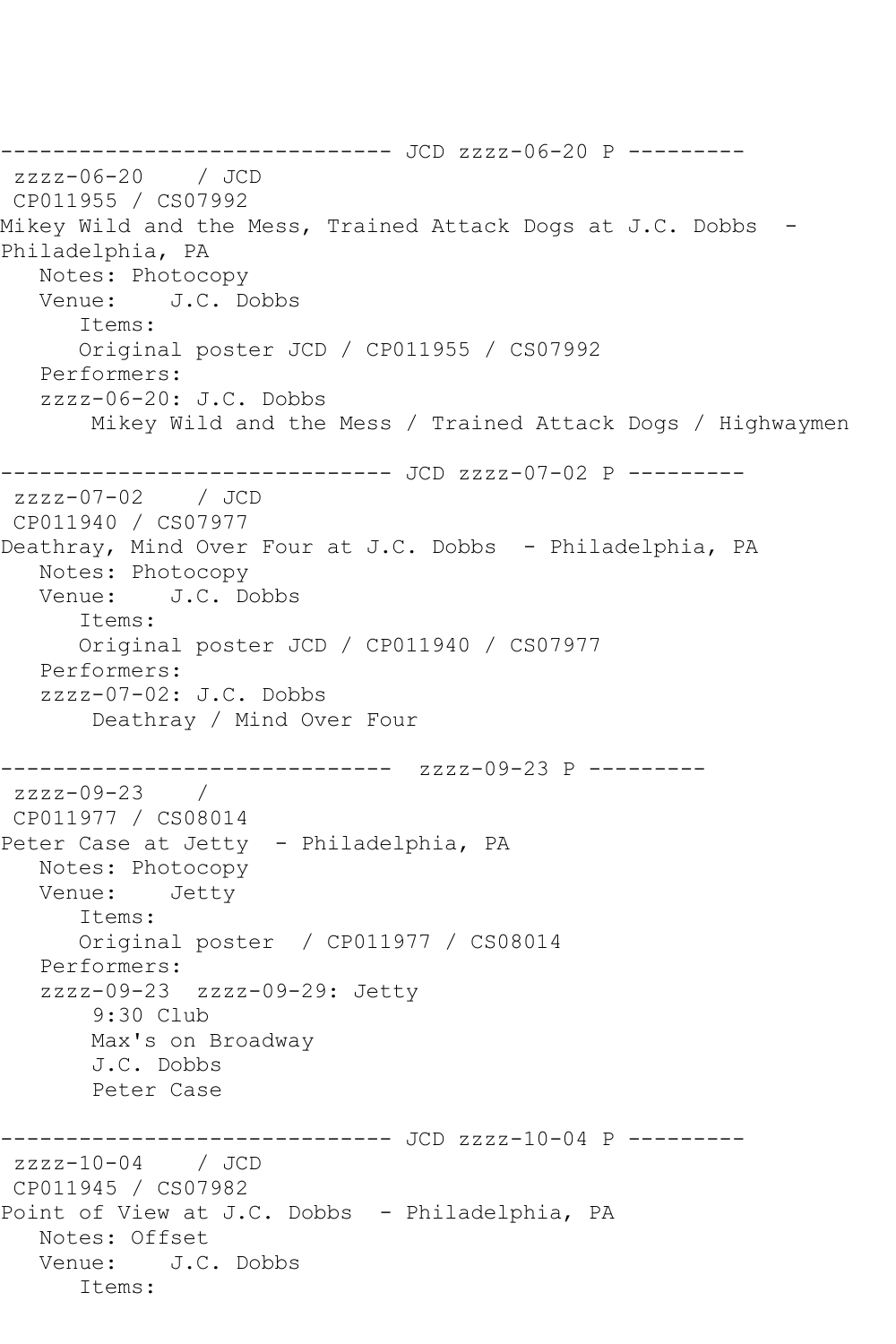------------------------------ JCD zzzz-06-20 P ---------
 zzzz-06-20    / JCD
 CP011955 / CS07992
Mikey Wild and the Mess, Trained Attack Dogs at J.C. Dobbs  - Philadelphia, PA
   Notes: Photocopy
   Venue:    J.C. Dobbs
      Items:
      Original poster JCD / CP011955 / CS07992
   Performers:
   zzzz-06-20: J.C. Dobbs
       Mikey Wild and the Mess / Trained Attack Dogs / Highwaymen

------------------------------ JCD zzzz-07-02 P ---------
 zzzz-07-02    / JCD
 CP011940 / CS07977
Deathray, Mind Over Four at J.C. Dobbs  - Philadelphia, PA
   Notes: Photocopy
   Venue:    J.C. Dobbs
      Items:
      Original poster JCD / CP011940 / CS07977
   Performers:
   zzzz-07-02: J.C. Dobbs
       Deathray / Mind Over Four

------------------------------  zzzz-09-23 P ---------
 zzzz-09-23    /
 CP011977 / CS08014
Peter Case at Jetty  - Philadelphia, PA
   Notes: Photocopy
   Venue:    Jetty
      Items:
      Original poster  / CP011977 / CS08014
   Performers:
   zzzz-09-23  zzzz-09-29: Jetty
       9:30 Club
       Max's on Broadway
       J.C. Dobbs
       Peter Case

------------------------------ JCD zzzz-10-04 P ---------
 zzzz-10-04    / JCD
 CP011945 / CS07982
Point of View at J.C. Dobbs  - Philadelphia, PA
   Notes: Offset
   Venue:    J.C. Dobbs
      Items: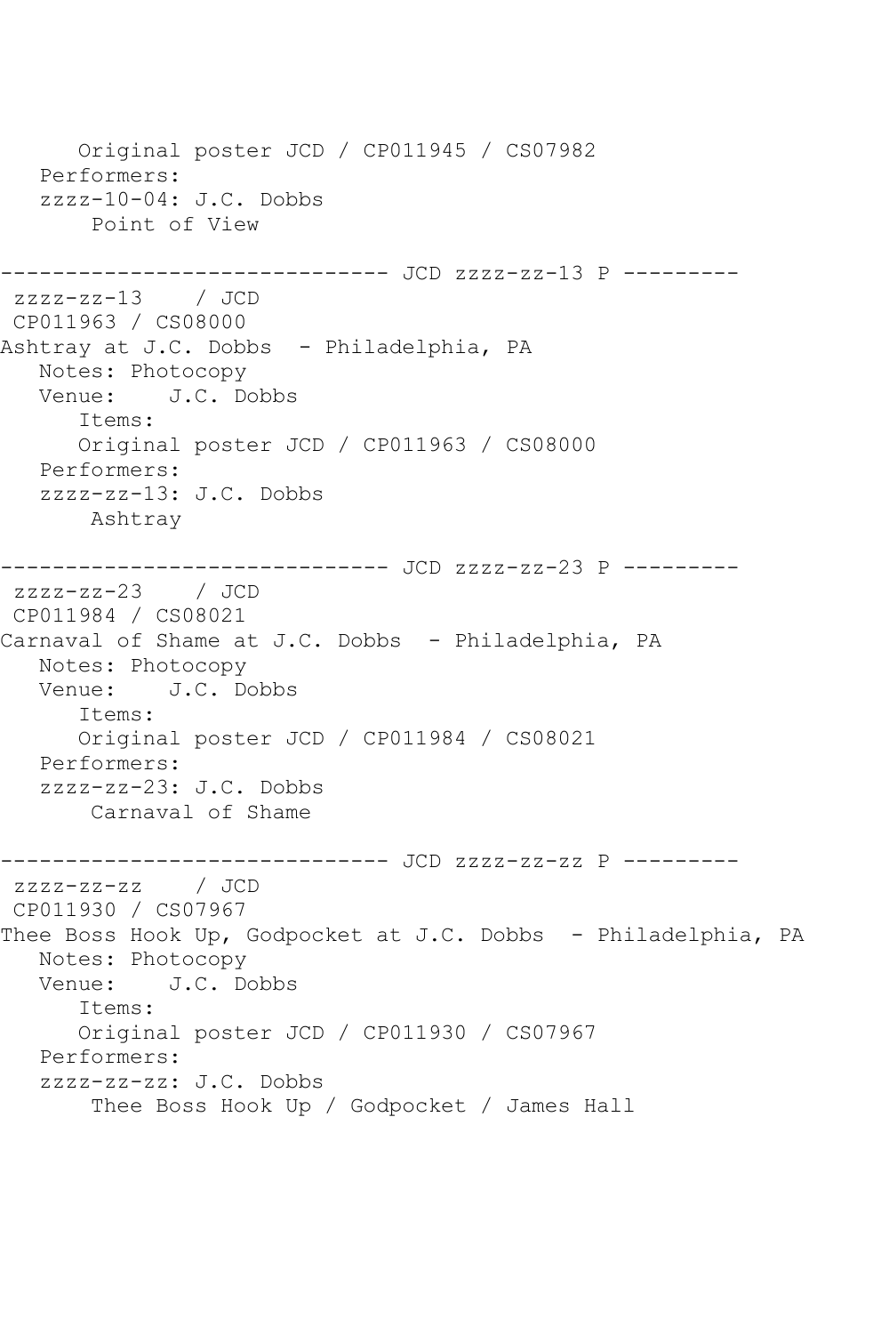```
      Original poster JCD / CP011945 / CS07982
   Performers:
   zzzz-10-04: J.C. Dobbs
       Point of View

------------------------------ JCD zzzz-zz-13 P ---------
 zzzz-zz-13    / JCD
 CP011963 / CS08000
Ashtray at J.C. Dobbs  - Philadelphia, PA
   Notes: Photocopy
   Venue:    J.C. Dobbs
      Items:
      Original poster JCD / CP011963 / CS08000
   Performers:
   zzzz-zz-13: J.C. Dobbs
       Ashtray

------------------------------ JCD zzzz-zz-23 P ---------
 zzzz-zz-23    / JCD
 CP011984 / CS08021
Carnaval of Shame at J.C. Dobbs  - Philadelphia, PA
   Notes: Photocopy
   Venue:    J.C. Dobbs
      Items:
      Original poster JCD / CP011984 / CS08021
   Performers:
   zzzz-zz-23: J.C. Dobbs
       Carnaval of Shame

------------------------------ JCD zzzz-zz-zz P ---------
 zzzz-zz-zz    / JCD
 CP011930 / CS07967
Thee Boss Hook Up, Godpocket at J.C. Dobbs  - Philadelphia, PA
   Notes: Photocopy
   Venue:    J.C. Dobbs
      Items:
      Original poster JCD / CP011930 / CS07967
   Performers:
   zzzz-zz-zz: J.C. Dobbs
       Thee Boss Hook Up / Godpocket / James Hall
```